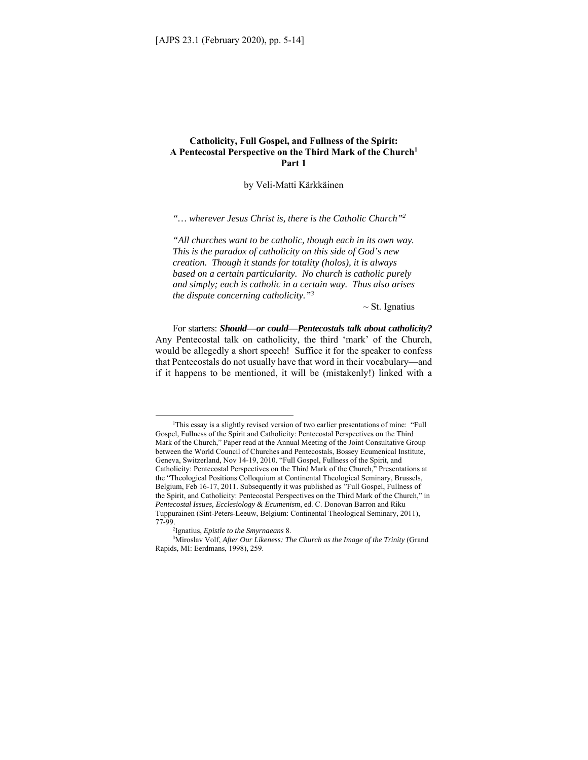# Catholicity, Full Gospel, and Fullness of the Spirit: A Pentecostal Perspective on the Third Mark of the Church[1] Part 1

by Veli-Matti Kärkkäinen

*"… wherever Jesus Christ is, there is the Catholic Church"*[2]

*"All churches want to be catholic, though each in its own way. This is the paradox of catholicity on this side of God's new creation. Though it stands for totality (holos), it is always based on a certain particularity. No church is catholic purely and simply; each is catholic in a certain way. Thus also arises the dispute concerning catholicity."*[3]

~ St. Ignatius

For starters: ***Should—or could—Pentecostals talk about catholicity?*** Any Pentecostal talk on catholicity, the third 'mark' of the Church, would be allegedly a short speech! Suffice it for the speaker to confess that Pentecostals do not usually have that word in their vocabulary—and if it happens to be mentioned, it will be (mistakenly!) linked with a

---

[1]This essay is a slightly revised version of two earlier presentations of mine: "Full Gospel, Fullness of the Spirit and Catholicity: Pentecostal Perspectives on the Third Mark of the Church," Paper read at the Annual Meeting of the Joint Consultative Group between the World Council of Churches and Pentecostals, Bossey Ecumenical Institute, Geneva, Switzerland, Nov 14-19, 2010. "Full Gospel, Fullness of the Spirit, and Catholicity: Pentecostal Perspectives on the Third Mark of the Church," Presentations at the "Theological Positions Colloquium at Continental Theological Seminary, Brussels, Belgium, Feb 16-17, 2011. Subsequently it was published as "Full Gospel, Fullness of the Spirit, and Catholicity: Pentecostal Perspectives on the Third Mark of the Church," in *Pentecostal Issues, Ecclesiology & Ecumenism*, ed. C. Donovan Barron and Riku Tuppurainen (Sint-Peters-Leeuw, Belgium: Continental Theological Seminary, 2011), 77-99.

[2]Ignatius, *Epistle to the Smyrnaeans* 8.

[3]Miroslav Volf, *After Our Likeness: The Church as the Image of the Trinity* (Grand Rapids, MI: Eerdmans, 1998), 259.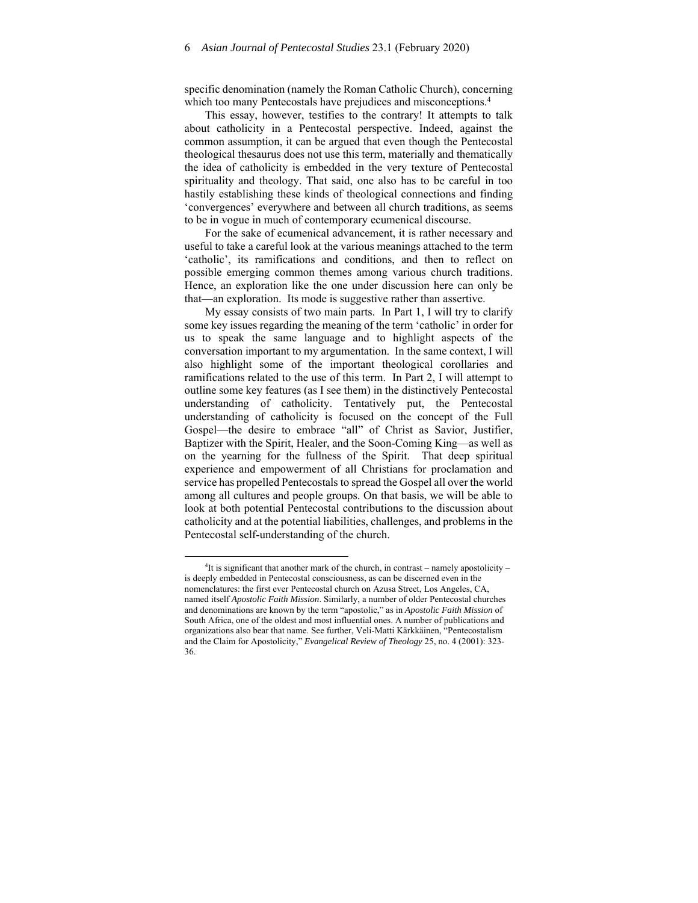specific denomination (namely the Roman Catholic Church), concerning which too many Pentecostals have prejudices and misconceptions.[4]

This essay, however, testifies to the contrary! It attempts to talk about catholicity in a Pentecostal perspective. Indeed, against the common assumption, it can be argued that even though the Pentecostal theological thesaurus does not use this term, materially and thematically the idea of catholicity is embedded in the very texture of Pentecostal spirituality and theology. That said, one also has to be careful in too hastily establishing these kinds of theological connections and finding 'convergences' everywhere and between all church traditions, as seems to be in vogue in much of contemporary ecumenical discourse.

For the sake of ecumenical advancement, it is rather necessary and useful to take a careful look at the various meanings attached to the term 'catholic', its ramifications and conditions, and then to reflect on possible emerging common themes among various church traditions. Hence, an exploration like the one under discussion here can only be that—an exploration. Its mode is suggestive rather than assertive.

My essay consists of two main parts. In Part 1, I will try to clarify some key issues regarding the meaning of the term 'catholic' in order for us to speak the same language and to highlight aspects of the conversation important to my argumentation. In the same context, I will also highlight some of the important theological corollaries and ramifications related to the use of this term. In Part 2, I will attempt to outline some key features (as I see them) in the distinctively Pentecostal understanding of catholicity. Tentatively put, the Pentecostal understanding of catholicity is focused on the concept of the Full Gospel—the desire to embrace "all" of Christ as Savior, Justifier, Baptizer with the Spirit, Healer, and the Soon-Coming King—as well as on the yearning for the fullness of the Spirit. That deep spiritual experience and empowerment of all Christians for proclamation and service has propelled Pentecostals to spread the Gospel all over the world among all cultures and people groups. On that basis, we will be able to look at both potential Pentecostal contributions to the discussion about catholicity and at the potential liabilities, challenges, and problems in the Pentecostal self-understanding of the church.

---

[4]It is significant that another mark of the church, in contrast – namely apostolicity – is deeply embedded in Pentecostal consciousness, as can be discerned even in the nomenclatures: the first ever Pentecostal church on Azusa Street, Los Angeles, CA, named itself *Apostolic Faith Mission*. Similarly, a number of older Pentecostal churches and denominations are known by the term "apostolic," as in *Apostolic Faith Mission* of South Africa, one of the oldest and most influential ones. A number of publications and organizations also bear that name. See further, Veli-Matti Kärkkäinen, "Pentecostalism and the Claim for Apostolicity," *Evangelical Review of Theology* 25, no. 4 (2001): 323-36.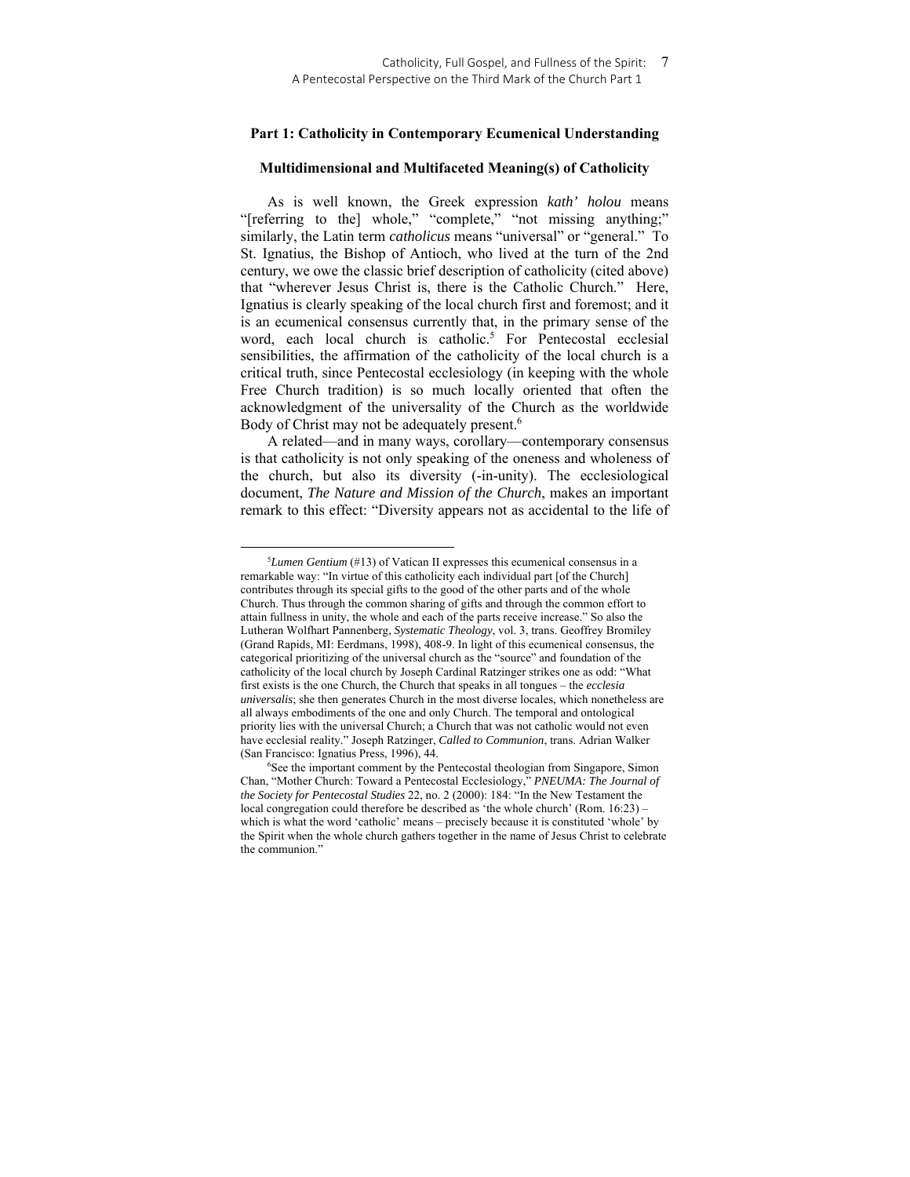## Part 1: Catholicity in Contemporary Ecumenical Understanding

### Multidimensional and Multifaceted Meaning(s) of Catholicity

As is well known, the Greek expression *kath' holou* means "[referring to the] whole," "complete," "not missing anything;" similarly, the Latin term *catholicus* means "universal" or "general." To St. Ignatius, the Bishop of Antioch, who lived at the turn of the 2nd century, we owe the classic brief description of catholicity (cited above) that "wherever Jesus Christ is, there is the Catholic Church." Here, Ignatius is clearly speaking of the local church first and foremost; and it is an ecumenical consensus currently that, in the primary sense of the word, each local church is catholic.[5] For Pentecostal ecclesial sensibilities, the affirmation of the catholicity of the local church is a critical truth, since Pentecostal ecclesiology (in keeping with the whole Free Church tradition) is so much locally oriented that often the acknowledgment of the universality of the Church as the worldwide Body of Christ may not be adequately present.[6]

A related—and in many ways, corollary—contemporary consensus is that catholicity is not only speaking of the oneness and wholeness of the church, but also its diversity (-in-unity). The ecclesiological document, *The Nature and Mission of the Church*, makes an important remark to this effect: "Diversity appears not as accidental to the life of

---

[5] *Lumen Gentium* (#13) of Vatican II expresses this ecumenical consensus in a remarkable way: "In virtue of this catholicity each individual part [of the Church] contributes through its special gifts to the good of the other parts and of the whole Church. Thus through the common sharing of gifts and through the common effort to attain fullness in unity, the whole and each of the parts receive increase." So also the Lutheran Wolfhart Pannenberg, *Systematic Theology*, vol. 3, trans. Geoffrey Bromiley (Grand Rapids, MI: Eerdmans, 1998), 408-9. In light of this ecumenical consensus, the categorical prioritizing of the universal church as the "source" and foundation of the catholicity of the local church by Joseph Cardinal Ratzinger strikes one as odd: "What first exists is the one Church, the Church that speaks in all tongues – the *ecclesia universalis*; she then generates Church in the most diverse locales, which nonetheless are all always embodiments of the one and only Church. The temporal and ontological priority lies with the universal Church; a Church that was not catholic would not even have ecclesial reality." Joseph Ratzinger, *Called to Communion*, trans. Adrian Walker (San Francisco: Ignatius Press, 1996), 44.

[6] See the important comment by the Pentecostal theologian from Singapore, Simon Chan, "Mother Church: Toward a Pentecostal Ecclesiology," *PNEUMA: The Journal of the Society for Pentecostal Studies* 22, no. 2 (2000): 184: "In the New Testament the local congregation could therefore be described as 'the whole church' (Rom. 16:23) – which is what the word 'catholic' means – precisely because it is constituted 'whole' by the Spirit when the whole church gathers together in the name of Jesus Christ to celebrate the communion."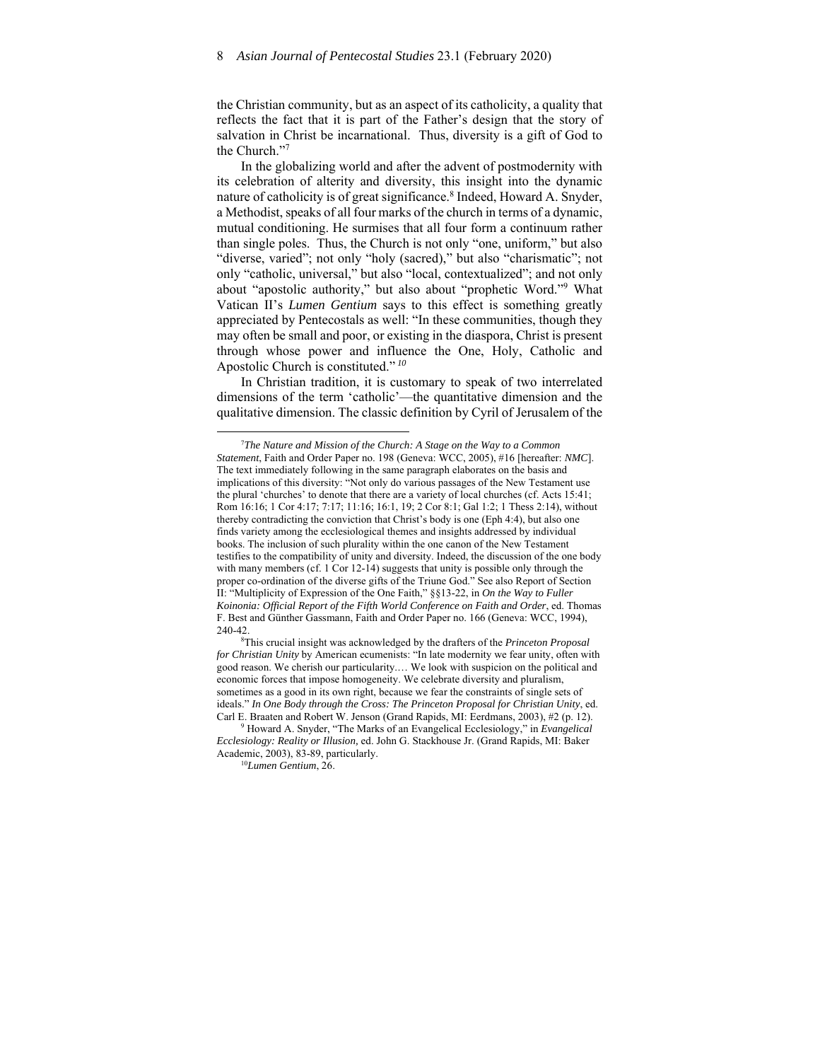the Christian community, but as an aspect of its catholicity, a quality that reflects the fact that it is part of the Father's design that the story of salvation in Christ be incarnational. Thus, diversity is a gift of God to the Church."[7]

In the globalizing world and after the advent of postmodernity with its celebration of alterity and diversity, this insight into the dynamic nature of catholicity is of great significance.[8] Indeed, Howard A. Snyder, a Methodist, speaks of all four marks of the church in terms of a dynamic, mutual conditioning. He surmises that all four form a continuum rather than single poles. Thus, the Church is not only "one, uniform," but also "diverse, varied"; not only "holy (sacred)," but also "charismatic"; not only "catholic, universal," but also "local, contextualized"; and not only about "apostolic authority," but also about "prophetic Word."[9] What Vatican II's *Lumen Gentium* says to this effect is something greatly appreciated by Pentecostals as well: "In these communities, though they may often be small and poor, or existing in the diaspora, Christ is present through whose power and influence the One, Holy, Catholic and Apostolic Church is constituted."[10]

In Christian tradition, it is customary to speak of two interrelated dimensions of the term 'catholic'—the quantitative dimension and the qualitative dimension. The classic definition by Cyril of Jerusalem of the

---

[7] *The Nature and Mission of the Church: A Stage on the Way to a Common Statement*, Faith and Order Paper no. 198 (Geneva: WCC, 2005), #16 [hereafter: *NMC*]. The text immediately following in the same paragraph elaborates on the basis and implications of this diversity: "Not only do various passages of the New Testament use the plural 'churches' to denote that there are a variety of local churches (cf. Acts 15:41; Rom 16:16; 1 Cor 4:17; 7:17; 11:16; 16:1, 19; 2 Cor 8:1; Gal 1:2; 1 Thess 2:14), without thereby contradicting the conviction that Christ's body is one (Eph 4:4), but also one finds variety among the ecclesiological themes and insights addressed by individual books. The inclusion of such plurality within the one canon of the New Testament testifies to the compatibility of unity and diversity. Indeed, the discussion of the one body with many members (cf. 1 Cor 12-14) suggests that unity is possible only through the proper co-ordination of the diverse gifts of the Triune God." See also Report of Section II: "Multiplicity of Expression of the One Faith," §§13-22, in *On the Way to Fuller Koinonia: Official Report of the Fifth World Conference on Faith and Order*, ed. Thomas F. Best and Günther Gassmann, Faith and Order Paper no. 166 (Geneva: WCC, 1994), 240-42.

[8] This crucial insight was acknowledged by the drafters of the *Princeton Proposal for Christian Unity* by American ecumenists: "In late modernity we fear unity, often with good reason. We cherish our particularity.… We look with suspicion on the political and economic forces that impose homogeneity. We celebrate diversity and pluralism, sometimes as a good in its own right, because we fear the constraints of single sets of ideals." *In One Body through the Cross: The Princeton Proposal for Christian Unity*, ed. Carl E. Braaten and Robert W. Jenson (Grand Rapids, MI: Eerdmans, 2003), #2 (p. 12).

[9] Howard A. Snyder, "The Marks of an Evangelical Ecclesiology," in *Evangelical Ecclesiology: Reality or Illusion*, ed. John G. Stackhouse Jr. (Grand Rapids, MI: Baker Academic, 2003), 83-89, particularly.

[10] *Lumen Gentium*, 26.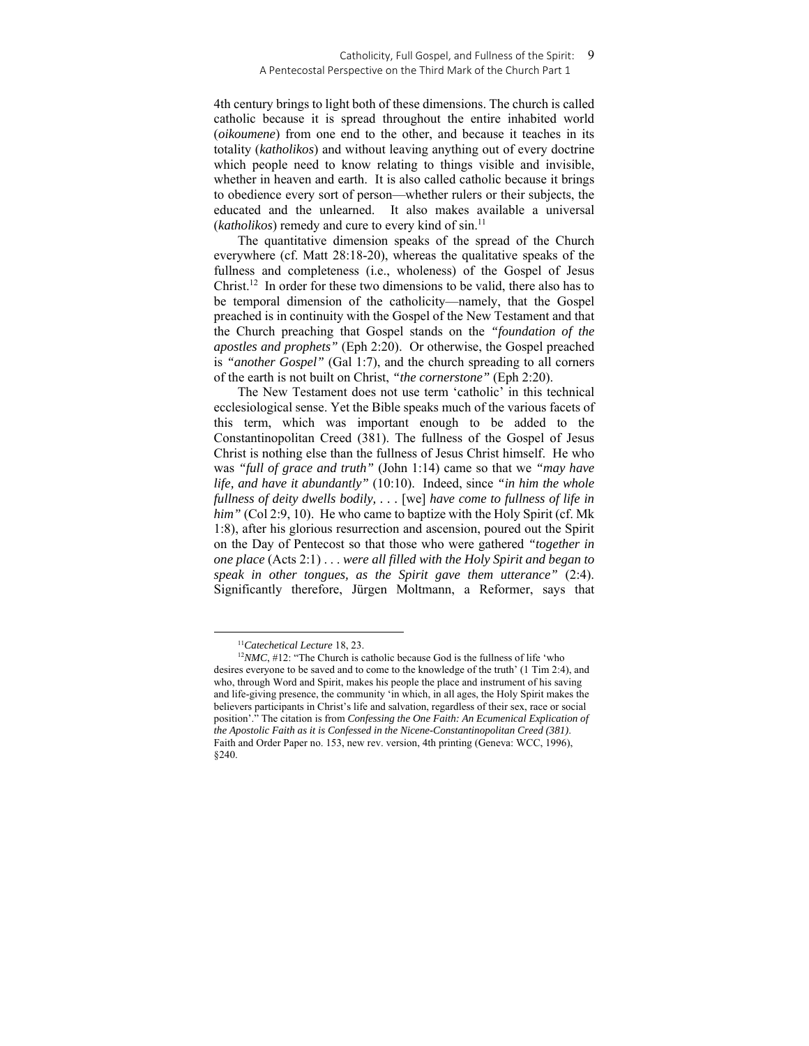4th century brings to light both of these dimensions. The church is called catholic because it is spread throughout the entire inhabited world (*oikoumene*) from one end to the other, and because it teaches in its totality (*katholikos*) and without leaving anything out of every doctrine which people need to know relating to things visible and invisible, whether in heaven and earth. It is also called catholic because it brings to obedience every sort of person—whether rulers or their subjects, the educated and the unlearned. It also makes available a universal (*katholikos*) remedy and cure to every kind of sin.[11]

The quantitative dimension speaks of the spread of the Church everywhere (cf. Matt 28:18-20), whereas the qualitative speaks of the fullness and completeness (i.e., wholeness) of the Gospel of Jesus Christ.[12] In order for these two dimensions to be valid, there also has to be temporal dimension of the catholicity—namely, that the Gospel preached is in continuity with the Gospel of the New Testament and that the Church preaching that Gospel stands on the *"foundation of the apostles and prophets"* (Eph 2:20). Or otherwise, the Gospel preached is *"another Gospel"* (Gal 1:7), and the church spreading to all corners of the earth is not built on Christ, *"the cornerstone"* (Eph 2:20).

The New Testament does not use term 'catholic' in this technical ecclesiological sense. Yet the Bible speaks much of the various facets of this term, which was important enough to be added to the Constantinopolitan Creed (381). The fullness of the Gospel of Jesus Christ is nothing else than the fullness of Jesus Christ himself. He who was *"full of grace and truth"* (John 1:14) came so that we *"may have life, and have it abundantly"* (10:10). Indeed, since *"in him the whole fullness of deity dwells bodily, . . .* [we] *have come to fullness of life in him"* (Col 2:9, 10). He who came to baptize with the Holy Spirit (cf. Mk 1:8), after his glorious resurrection and ascension, poured out the Spirit on the Day of Pentecost so that those who were gathered *"together in one place* (Acts 2:1) *. . . were all filled with the Holy Spirit and began to speak in other tongues, as the Spirit gave them utterance"* (2:4). Significantly therefore, Jürgen Moltmann, a Reformer, says that

---

[11]*Catechetical Lecture* 18, 23.

[12]*NMC*, #12: "The Church is catholic because God is the fullness of life 'who desires everyone to be saved and to come to the knowledge of the truth' (1 Tim 2:4), and who, through Word and Spirit, makes his people the place and instrument of his saving and life-giving presence, the community 'in which, in all ages, the Holy Spirit makes the believers participants in Christ's life and salvation, regardless of their sex, race or social position'." The citation is from *Confessing the One Faith: An Ecumenical Explication of the Apostolic Faith as it is Confessed in the Nicene-Constantinopolitan Creed (381)*. Faith and Order Paper no. 153, new rev. version, 4th printing (Geneva: WCC, 1996), §240.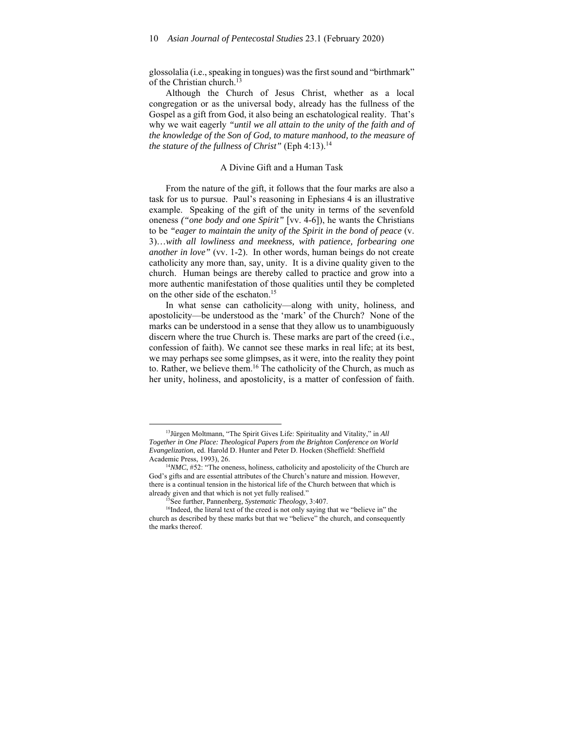glossolalia (i.e., speaking in tongues) was the first sound and "birthmark" of the Christian church.[13]

Although the Church of Jesus Christ, whether as a local congregation or as the universal body, already has the fullness of the Gospel as a gift from God, it also being an eschatological reality. That's why we wait eagerly *"until we all attain to the unity of the faith and of the knowledge of the Son of God, to mature manhood, to the measure of the stature of the fullness of Christ"* (Eph 4:13).[14]

## A Divine Gift and a Human Task

From the nature of the gift, it follows that the four marks are also a task for us to pursue. Paul's reasoning in Ephesians 4 is an illustrative example. Speaking of the gift of the unity in terms of the sevenfold oneness *("one body and one Spirit"* [vv. 4-6]), he wants the Christians to be *"eager to maintain the unity of the Spirit in the bond of peace* (v. 3)*…with all lowliness and meekness, with patience, forbearing one another in love"* (vv. 1-2). In other words, human beings do not create catholicity any more than, say, unity. It is a divine quality given to the church. Human beings are thereby called to practice and grow into a more authentic manifestation of those qualities until they be completed on the other side of the eschaton.[15]

In what sense can catholicity—along with unity, holiness, and apostolicity—be understood as the 'mark' of the Church? None of the marks can be understood in a sense that they allow us to unambiguously discern where the true Church is. These marks are part of the creed (i.e., confession of faith). We cannot see these marks in real life; at its best, we may perhaps see some glimpses, as it were, into the reality they point to. Rather, we believe them.[16] The catholicity of the Church, as much as her unity, holiness, and apostolicity, is a matter of confession of faith.

---

[13] Jürgen Moltmann, "The Spirit Gives Life: Spirituality and Vitality," in *All Together in One Place: Theological Papers from the Brighton Conference on World Evangelization*, ed. Harold D. Hunter and Peter D. Hocken (Sheffield: Sheffield Academic Press, 1993), 26.

[14] *NMC*, #52: "The oneness, holiness, catholicity and apostolicity of the Church are God's gifts and are essential attributes of the Church's nature and mission. However, there is a continual tension in the historical life of the Church between that which is already given and that which is not yet fully realised."

[15] See further, Pannenberg, *Systematic Theology*, 3:407.

[16] Indeed, the literal text of the creed is not only saying that we "believe in" the church as described by these marks but that we "believe" the church, and consequently the marks thereof.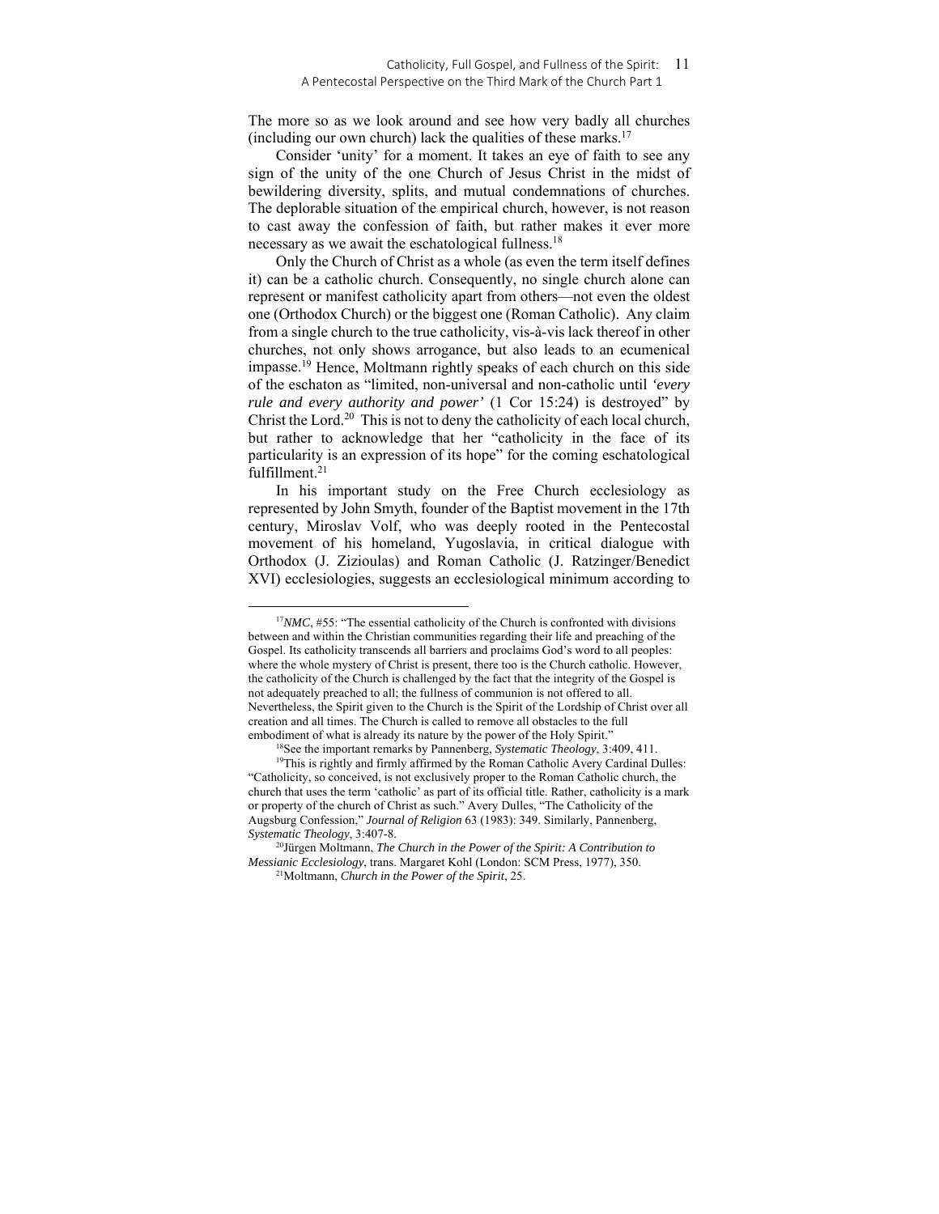The more so as we look around and see how very badly all churches (including our own church) lack the qualities of these marks.[17]

Consider 'unity' for a moment. It takes an eye of faith to see any sign of the unity of the one Church of Jesus Christ in the midst of bewildering diversity, splits, and mutual condemnations of churches. The deplorable situation of the empirical church, however, is not reason to cast away the confession of faith, but rather makes it ever more necessary as we await the eschatological fullness.[18]

Only the Church of Christ as a whole (as even the term itself defines it) can be a catholic church. Consequently, no single church alone can represent or manifest catholicity apart from others—not even the oldest one (Orthodox Church) or the biggest one (Roman Catholic). Any claim from a single church to the true catholicity, vis-à-vis lack thereof in other churches, not only shows arrogance, but also leads to an ecumenical impasse.[19] Hence, Moltmann rightly speaks of each church on this side of the eschaton as "limited, non-universal and non-catholic until *'every rule and every authority and power'* (1 Cor 15:24) is destroyed" by Christ the Lord.[20] This is not to deny the catholicity of each local church, but rather to acknowledge that her "catholicity in the face of its particularity is an expression of its hope" for the coming eschatological fulfillment.[21]

In his important study on the Free Church ecclesiology as represented by John Smyth, founder of the Baptist movement in the 17th century, Miroslav Volf, who was deeply rooted in the Pentecostal movement of his homeland, Yugoslavia, in critical dialogue with Orthodox (J. Zizioulas) and Roman Catholic (J. Ratzinger/Benedict XVI) ecclesiologies, suggests an ecclesiological minimum according to

---

[17]*NMC*, #55: "The essential catholicity of the Church is confronted with divisions between and within the Christian communities regarding their life and preaching of the Gospel. Its catholicity transcends all barriers and proclaims God's word to all peoples: where the whole mystery of Christ is present, there too is the Church catholic. However, the catholicity of the Church is challenged by the fact that the integrity of the Gospel is not adequately preached to all; the fullness of communion is not offered to all. Nevertheless, the Spirit given to the Church is the Spirit of the Lordship of Christ over all creation and all times. The Church is called to remove all obstacles to the full embodiment of what is already its nature by the power of the Holy Spirit."

[18]See the important remarks by Pannenberg, *Systematic Theology*, 3:409, 411.

[19]This is rightly and firmly affirmed by the Roman Catholic Avery Cardinal Dulles: "Catholicity, so conceived, is not exclusively proper to the Roman Catholic church, the church that uses the term 'catholic' as part of its official title. Rather, catholicity is a mark or property of the church of Christ as such." Avery Dulles, "The Catholicity of the Augsburg Confession," *Journal of Religion* 63 (1983): 349. Similarly, Pannenberg, *Systematic Theology*, 3:407-8.

[20]Jürgen Moltmann, *The Church in the Power of the Spirit: A Contribution to Messianic Ecclesiology*, trans. Margaret Kohl (London: SCM Press, 1977), 350.

[21]Moltmann, *Church in the Power of the Spirit*, 25.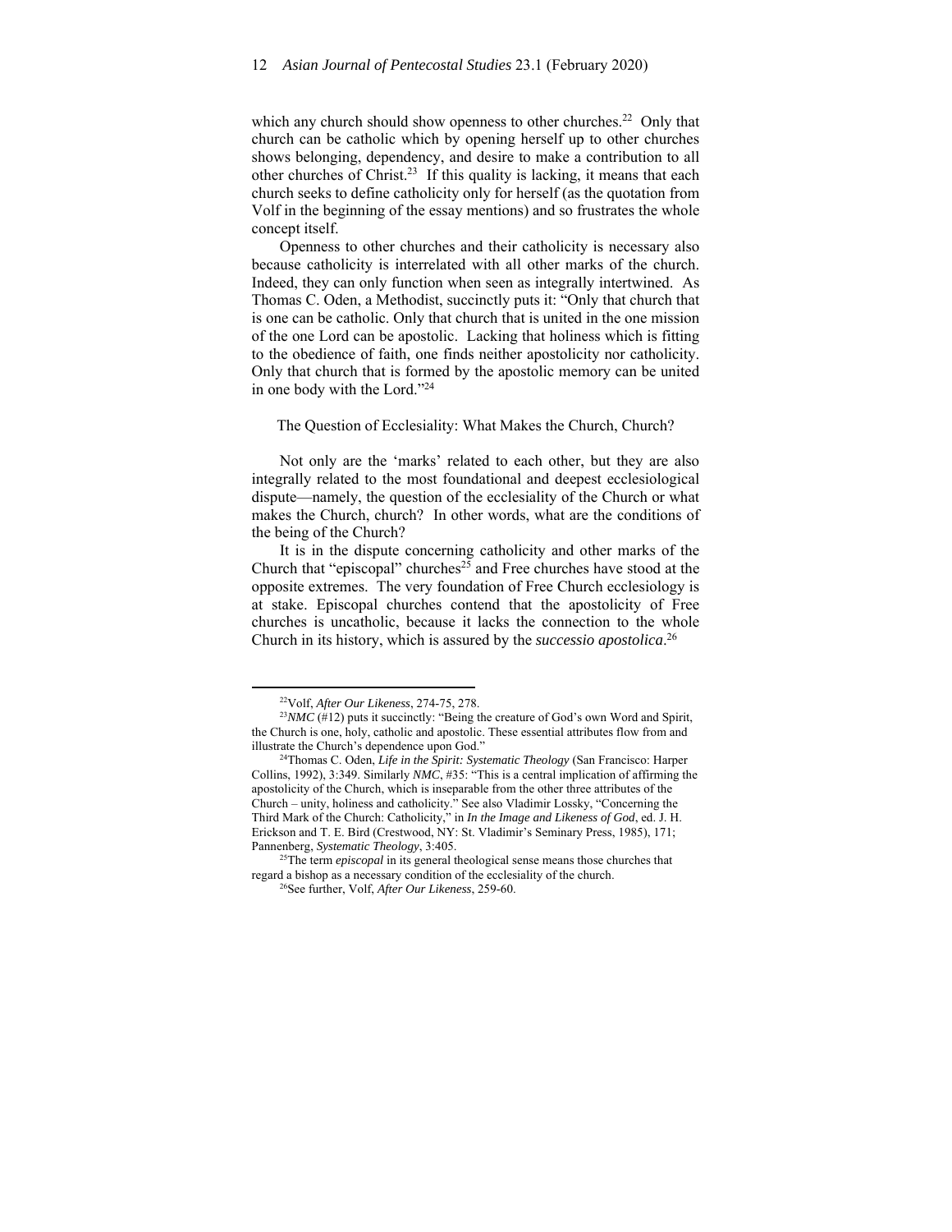which any church should show openness to other churches.[22] Only that church can be catholic which by opening herself up to other churches shows belonging, dependency, and desire to make a contribution to all other churches of Christ.[23] If this quality is lacking, it means that each church seeks to define catholicity only for herself (as the quotation from Volf in the beginning of the essay mentions) and so frustrates the whole concept itself.

Openness to other churches and their catholicity is necessary also because catholicity is interrelated with all other marks of the church. Indeed, they can only function when seen as integrally intertwined. As Thomas C. Oden, a Methodist, succinctly puts it: "Only that church that is one can be catholic. Only that church that is united in the one mission of the one Lord can be apostolic. Lacking that holiness which is fitting to the obedience of faith, one finds neither apostolicity nor catholicity. Only that church that is formed by the apostolic memory can be united in one body with the Lord."[24]

## The Question of Ecclesiality: What Makes the Church, Church?

Not only are the 'marks' related to each other, but they are also integrally related to the most foundational and deepest ecclesiological dispute—namely, the question of the ecclesiality of the Church or what makes the Church, church? In other words, what are the conditions of the being of the Church?

It is in the dispute concerning catholicity and other marks of the Church that "episcopal" churches[25] and Free churches have stood at the opposite extremes. The very foundation of Free Church ecclesiology is at stake. Episcopal churches contend that the apostolicity of Free churches is uncatholic, because it lacks the connection to the whole Church in its history, which is assured by the *successio apostolica*.[26]

---

[22]Volf, *After Our Likeness*, 274-75, 278.

[23]*NMC* (#12) puts it succinctly: "Being the creature of God's own Word and Spirit, the Church is one, holy, catholic and apostolic. These essential attributes flow from and illustrate the Church's dependence upon God."

[24]Thomas C. Oden, *Life in the Spirit: Systematic Theology* (San Francisco: Harper Collins, 1992), 3:349. Similarly *NMC*, #35: "This is a central implication of affirming the apostolicity of the Church, which is inseparable from the other three attributes of the Church – unity, holiness and catholicity." See also Vladimir Lossky, "Concerning the Third Mark of the Church: Catholicity," in *In the Image and Likeness of God*, ed. J. H. Erickson and T. E. Bird (Crestwood, NY: St. Vladimir's Seminary Press, 1985), 171; Pannenberg, *Systematic Theology*, 3:405.

[25]The term *episcopal* in its general theological sense means those churches that regard a bishop as a necessary condition of the ecclesiality of the church.

[26]See further, Volf, *After Our Likeness*, 259-60.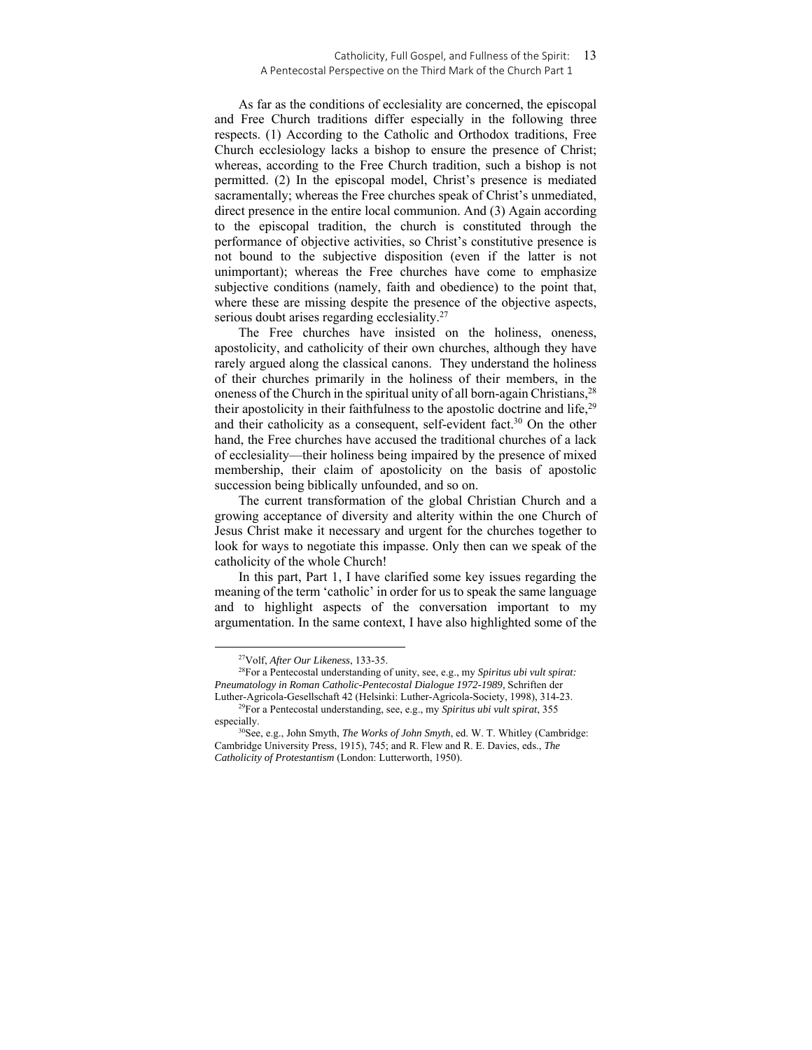As far as the conditions of ecclesiality are concerned, the episcopal and Free Church traditions differ especially in the following three respects. (1) According to the Catholic and Orthodox traditions, Free Church ecclesiology lacks a bishop to ensure the presence of Christ; whereas, according to the Free Church tradition, such a bishop is not permitted. (2) In the episcopal model, Christ's presence is mediated sacramentally; whereas the Free churches speak of Christ's unmediated, direct presence in the entire local communion. And (3) Again according to the episcopal tradition, the church is constituted through the performance of objective activities, so Christ's constitutive presence is not bound to the subjective disposition (even if the latter is not unimportant); whereas the Free churches have come to emphasize subjective conditions (namely, faith and obedience) to the point that, where these are missing despite the presence of the objective aspects, serious doubt arises regarding ecclesiality.[27]

The Free churches have insisted on the holiness, oneness, apostolicity, and catholicity of their own churches, although they have rarely argued along the classical canons. They understand the holiness of their churches primarily in the holiness of their members, in the oneness of the Church in the spiritual unity of all born-again Christians,[28] their apostolicity in their faithfulness to the apostolic doctrine and life,[29] and their catholicity as a consequent, self-evident fact.[30] On the other hand, the Free churches have accused the traditional churches of a lack of ecclesiality—their holiness being impaired by the presence of mixed membership, their claim of apostolicity on the basis of apostolic succession being biblically unfounded, and so on.

The current transformation of the global Christian Church and a growing acceptance of diversity and alterity within the one Church of Jesus Christ make it necessary and urgent for the churches together to look for ways to negotiate this impasse. Only then can we speak of the catholicity of the whole Church!

In this part, Part 1, I have clarified some key issues regarding the meaning of the term 'catholic' in order for us to speak the same language and to highlight aspects of the conversation important to my argumentation. In the same context, I have also highlighted some of the

---

[27]Volf, *After Our Likeness*, 133-35.

[28]For a Pentecostal understanding of unity, see, e.g., my *Spiritus ubi vult spirat: Pneumatology in Roman Catholic-Pentecostal Dialogue 1972-1989,* Schriften der Luther-Agricola-Gesellschaft 42 (Helsinki: Luther-Agricola-Society, 1998), 314-23.

[29]For a Pentecostal understanding, see, e.g., my *Spiritus ubi vult spirat*, 355 especially.

[30]See, e.g., John Smyth, *The Works of John Smyth*, ed. W. T. Whitley (Cambridge: Cambridge University Press, 1915), 745; and R. Flew and R. E. Davies, eds., *The Catholicity of Protestantism* (London: Lutterworth, 1950).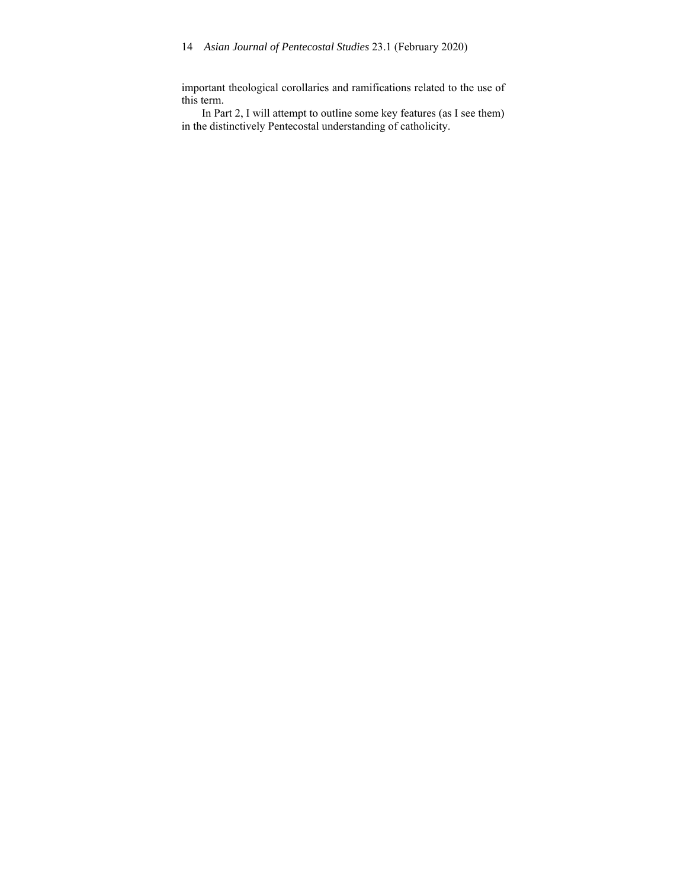important theological corollaries and ramifications related to the use of this term.

In Part 2, I will attempt to outline some key features (as I see them) in the distinctively Pentecostal understanding of catholicity.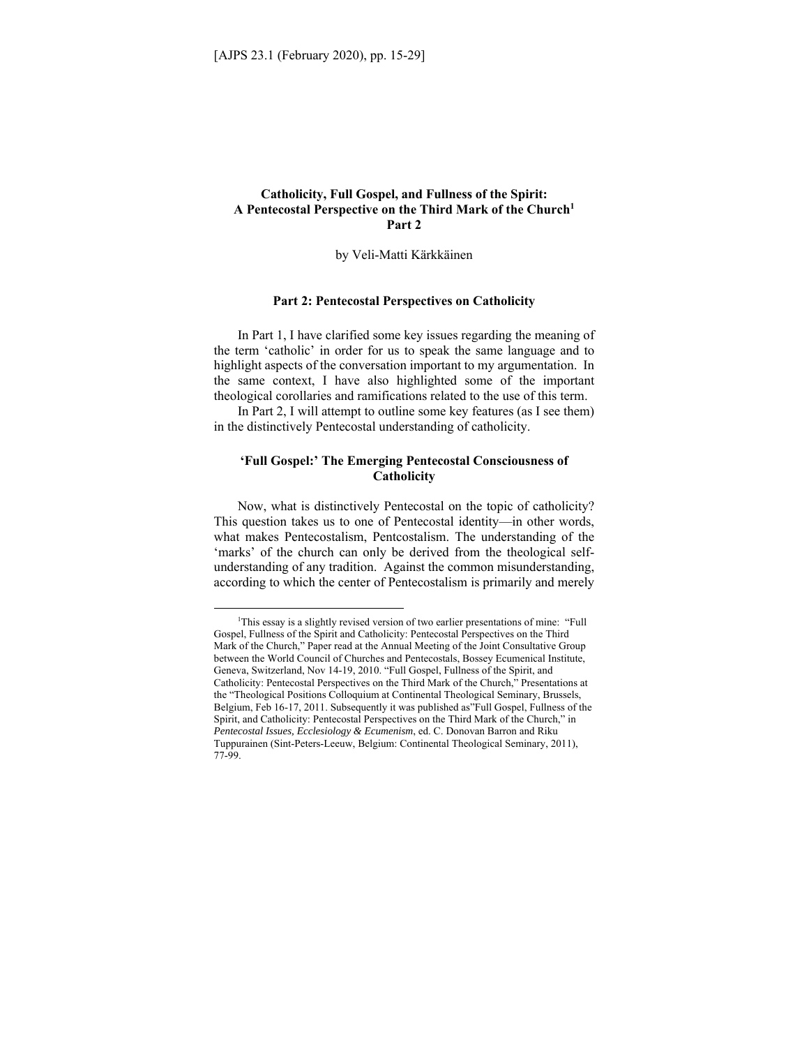# Catholicity, Full Gospel, and Fullness of the Spirit: A Pentecostal Perspective on the Third Mark of the Church[1] Part 2

by Veli-Matti Kärkkäinen

## Part 2: Pentecostal Perspectives on Catholicity

In Part 1, I have clarified some key issues regarding the meaning of the term 'catholic' in order for us to speak the same language and to highlight aspects of the conversation important to my argumentation. In the same context, I have also highlighted some of the important theological corollaries and ramifications related to the use of this term.

In Part 2, I will attempt to outline some key features (as I see them) in the distinctively Pentecostal understanding of catholicity.

## 'Full Gospel:' The Emerging Pentecostal Consciousness of Catholicity

Now, what is distinctively Pentecostal on the topic of catholicity? This question takes us to one of Pentecostal identity—in other words, what makes Pentecostalism, Pentcostalism. The understanding of the 'marks' of the church can only be derived from the theological self-understanding of any tradition. Against the common misunderstanding, according to which the center of Pentecostalism is primarily and merely

---

[1]This essay is a slightly revised version of two earlier presentations of mine: "Full Gospel, Fullness of the Spirit and Catholicity: Pentecostal Perspectives on the Third Mark of the Church," Paper read at the Annual Meeting of the Joint Consultative Group between the World Council of Churches and Pentecostals, Bossey Ecumenical Institute, Geneva, Switzerland, Nov 14-19, 2010. "Full Gospel, Fullness of the Spirit, and Catholicity: Pentecostal Perspectives on the Third Mark of the Church," Presentations at the "Theological Positions Colloquium at Continental Theological Seminary, Brussels, Belgium, Feb 16-17, 2011. Subsequently it was published as"Full Gospel, Fullness of the Spirit, and Catholicity: Pentecostal Perspectives on the Third Mark of the Church," in *Pentecostal Issues, Ecclesiology & Ecumenism*, ed. C. Donovan Barron and Riku Tuppurainen (Sint-Peters-Leeuw, Belgium: Continental Theological Seminary, 2011), 77-99.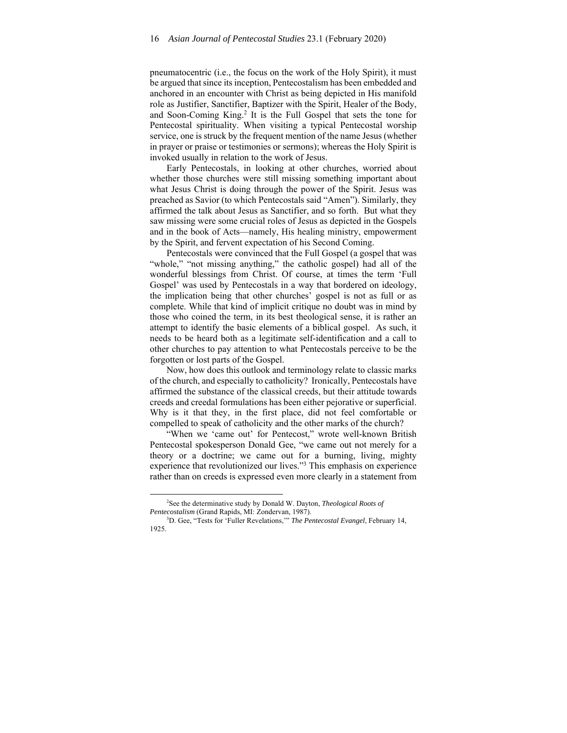pneumatocentric (i.e., the focus on the work of the Holy Spirit), it must be argued that since its inception, Pentecostalism has been embedded and anchored in an encounter with Christ as being depicted in His manifold role as Justifier, Sanctifier, Baptizer with the Spirit, Healer of the Body, and Soon-Coming King.[2] It is the Full Gospel that sets the tone for Pentecostal spirituality. When visiting a typical Pentecostal worship service, one is struck by the frequent mention of the name Jesus (whether in prayer or praise or testimonies or sermons); whereas the Holy Spirit is invoked usually in relation to the work of Jesus.

Early Pentecostals, in looking at other churches, worried about whether those churches were still missing something important about what Jesus Christ is doing through the power of the Spirit. Jesus was preached as Savior (to which Pentecostals said "Amen"). Similarly, they affirmed the talk about Jesus as Sanctifier, and so forth. But what they saw missing were some crucial roles of Jesus as depicted in the Gospels and in the book of Acts—namely, His healing ministry, empowerment by the Spirit, and fervent expectation of his Second Coming.

Pentecostals were convinced that the Full Gospel (a gospel that was "whole," "not missing anything," the catholic gospel) had all of the wonderful blessings from Christ. Of course, at times the term 'Full Gospel' was used by Pentecostals in a way that bordered on ideology, the implication being that other churches' gospel is not as full or as complete. While that kind of implicit critique no doubt was in mind by those who coined the term, in its best theological sense, it is rather an attempt to identify the basic elements of a biblical gospel. As such, it needs to be heard both as a legitimate self-identification and a call to other churches to pay attention to what Pentecostals perceive to be the forgotten or lost parts of the Gospel.

Now, how does this outlook and terminology relate to classic marks of the church, and especially to catholicity? Ironically, Pentecostals have affirmed the substance of the classical creeds, but their attitude towards creeds and creedal formulations has been either pejorative or superficial. Why is it that they, in the first place, did not feel comfortable or compelled to speak of catholicity and the other marks of the church?

"When we 'came out' for Pentecost," wrote well-known British Pentecostal spokesperson Donald Gee, "we came out not merely for a theory or a doctrine; we came out for a burning, living, mighty experience that revolutionized our lives."[3] This emphasis on experience rather than on creeds is expressed even more clearly in a statement from

---

[2]See the determinative study by Donald W. Dayton, *Theological Roots of Pentecostalism* (Grand Rapids, MI: Zondervan, 1987).

[3]D. Gee, "Tests for 'Fuller Revelations,'" *The Pentecostal Evangel*, February 14, 1925.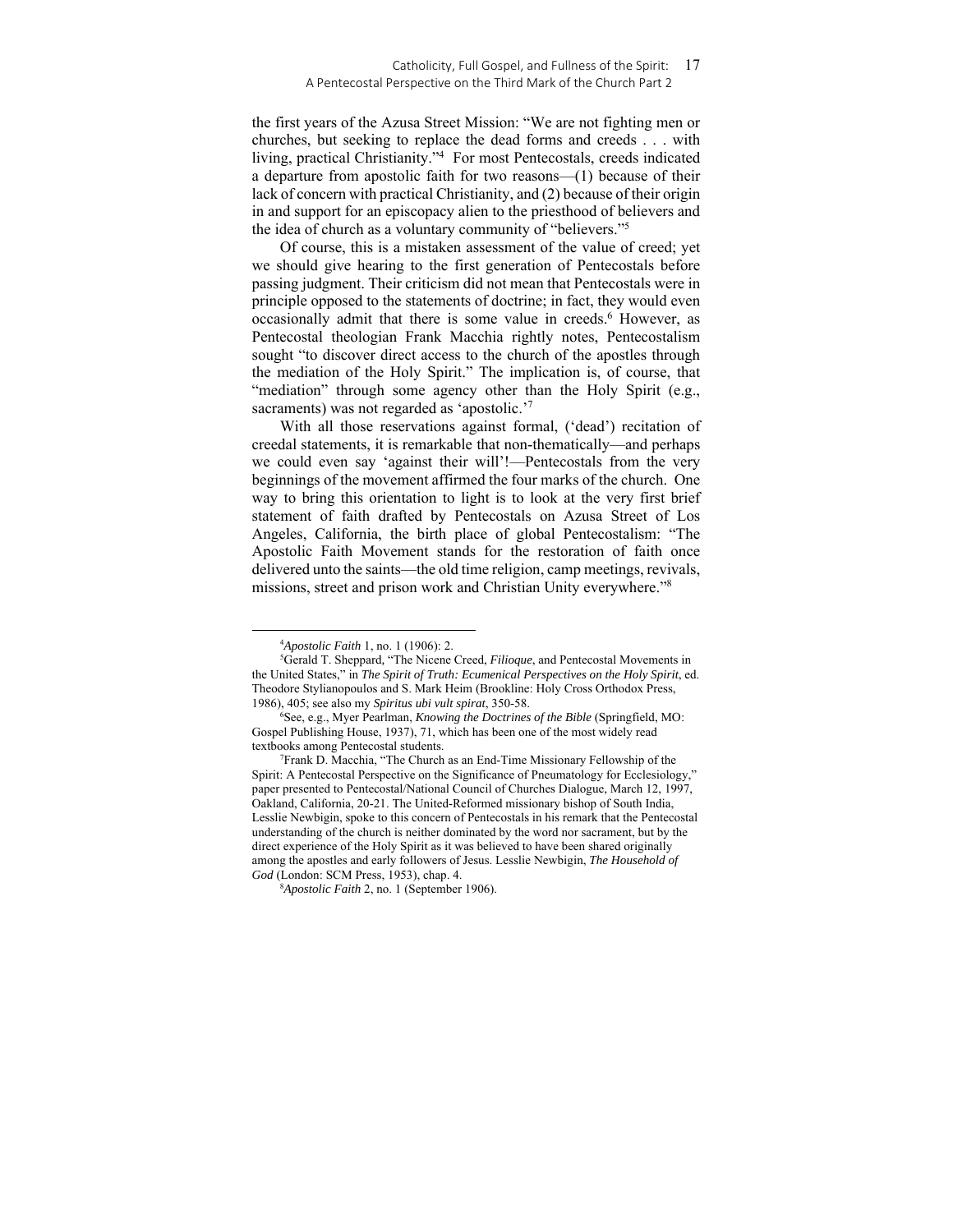the first years of the Azusa Street Mission: "We are not fighting men or churches, but seeking to replace the dead forms and creeds . . . with living, practical Christianity."[4] For most Pentecostals, creeds indicated a departure from apostolic faith for two reasons—(1) because of their lack of concern with practical Christianity, and (2) because of their origin in and support for an episcopacy alien to the priesthood of believers and the idea of church as a voluntary community of "believers."[5]

Of course, this is a mistaken assessment of the value of creed; yet we should give hearing to the first generation of Pentecostals before passing judgment. Their criticism did not mean that Pentecostals were in principle opposed to the statements of doctrine; in fact, they would even occasionally admit that there is some value in creeds.[6] However, as Pentecostal theologian Frank Macchia rightly notes, Pentecostalism sought "to discover direct access to the church of the apostles through the mediation of the Holy Spirit." The implication is, of course, that "mediation" through some agency other than the Holy Spirit (e.g., sacraments) was not regarded as 'apostolic.'[7]

With all those reservations against formal, ('dead') recitation of creedal statements, it is remarkable that non-thematically—and perhaps we could even say 'against their will'!—Pentecostals from the very beginnings of the movement affirmed the four marks of the church. One way to bring this orientation to light is to look at the very first brief statement of faith drafted by Pentecostals on Azusa Street of Los Angeles, California, the birth place of global Pentecostalism: "The Apostolic Faith Movement stands for the restoration of faith once delivered unto the saints—the old time religion, camp meetings, revivals, missions, street and prison work and Christian Unity everywhere."[8]

---

[4] *Apostolic Faith* 1, no. 1 (1906): 2.

[5] Gerald T. Sheppard, "The Nicene Creed, *Filioque*, and Pentecostal Movements in the United States," in ***The Spirit of Truth: Ecumenical Perspectives on the Holy Spirit***, ed. Theodore Stylianopoulos and S. Mark Heim (Brookline: Holy Cross Orthodox Press, 1986), 405; see also my *Spiritus ubi vult spirat*, 350-58.

[6] See, e.g., Myer Pearlman, *Knowing the Doctrines of the Bible* (Springfield, MO: Gospel Publishing House, 1937), 71, which has been one of the most widely read textbooks among Pentecostal students.

[7] Frank D. Macchia, "The Church as an End-Time Missionary Fellowship of the Spirit: A Pentecostal Perspective on the Significance of Pneumatology for Ecclesiology," paper presented to Pentecostal/National Council of Churches Dialogue, March 12, 1997, Oakland, California, 20-21. The United-Reformed missionary bishop of South India, Lesslie Newbigin, spoke to this concern of Pentecostals in his remark that the Pentecostal understanding of the church is neither dominated by the word nor sacrament, but by the direct experience of the Holy Spirit as it was believed to have been shared originally among the apostles and early followers of Jesus. Lesslie Newbigin, *The Household of God* (London: SCM Press, 1953), chap. 4.

[8] *Apostolic Faith* 2, no. 1 (September 1906).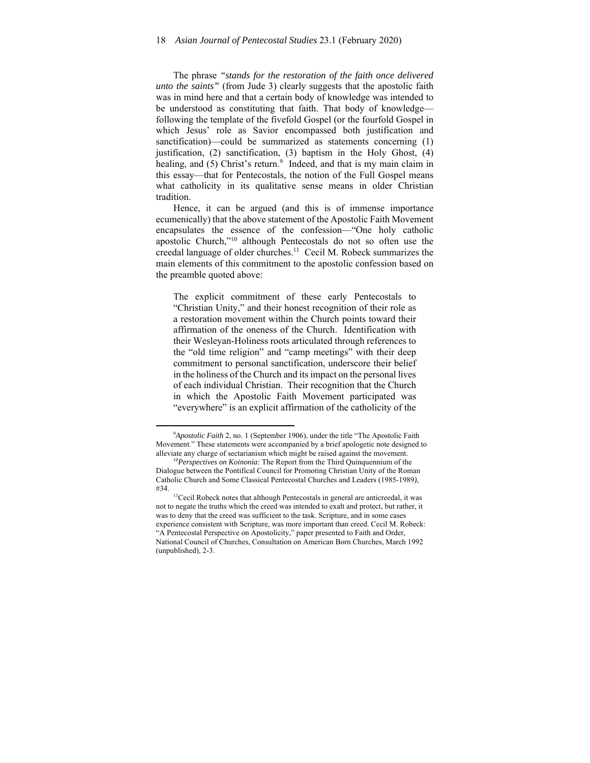The phrase *"stands for the restoration of the faith once delivered unto the saints"* (from Jude 3) clearly suggests that the apostolic faith was in mind here and that a certain body of knowledge was intended to be understood as constituting that faith. That body of knowledge—following the template of the fivefold Gospel (or the fourfold Gospel in which Jesus' role as Savior encompassed both justification and sanctification)—could be summarized as statements concerning (1) justification, (2) sanctification, (3) baptism in the Holy Ghost, (4) healing, and (5) Christ's return.[9] Indeed, and that is my main claim in this essay—that for Pentecostals, the notion of the Full Gospel means what catholicity in its qualitative sense means in older Christian tradition.

Hence, it can be argued (and this is of immense importance ecumenically) that the above statement of the Apostolic Faith Movement encapsulates the essence of the confession—"One holy catholic apostolic Church,"[10] although Pentecostals do not so often use the creedal language of older churches.[11] Cecil M. Robeck summarizes the main elements of this commitment to the apostolic confession based on the preamble quoted above:

> The explicit commitment of these early Pentecostals to "Christian Unity," and their honest recognition of their role as a restoration movement within the Church points toward their affirmation of the oneness of the Church. Identification with their Wesleyan-Holiness roots articulated through references to the "old time religion" and "camp meetings" with their deep commitment to personal sanctification, underscore their belief in the holiness of the Church and its impact on the personal lives of each individual Christian. Their recognition that the Church in which the Apostolic Faith Movement participated was "everywhere" is an explicit affirmation of the catholicity of the

---

[9] *Apostolic Faith* 2, no. 1 (September 1906), under the title "The Apostolic Faith Movement." These statements were accompanied by a brief apologetic note designed to alleviate any charge of sectarianism which might be raised against the movement.

[10] *Perspectives on Koinonia:* The Report from the Third Quinquennium of the Dialogue between the Pontifical Council for Promoting Christian Unity of the Roman Catholic Church and Some Classical Pentecostal Churches and Leaders (1985-1989), #34.

[11] Cecil Robeck notes that although Pentecostals in general are anticreedal, it was not to negate the truths which the creed was intended to exalt and protect, but rather, it was to deny that the creed was sufficient to the task. Scripture, and in some cases experience consistent with Scripture, was more important than creed. Cecil M. Robeck: "A Pentecostal Perspective on Apostolicity," paper presented to Faith and Order, National Council of Churches, Consultation on American Born Churches, March 1992 (unpublished), 2-3.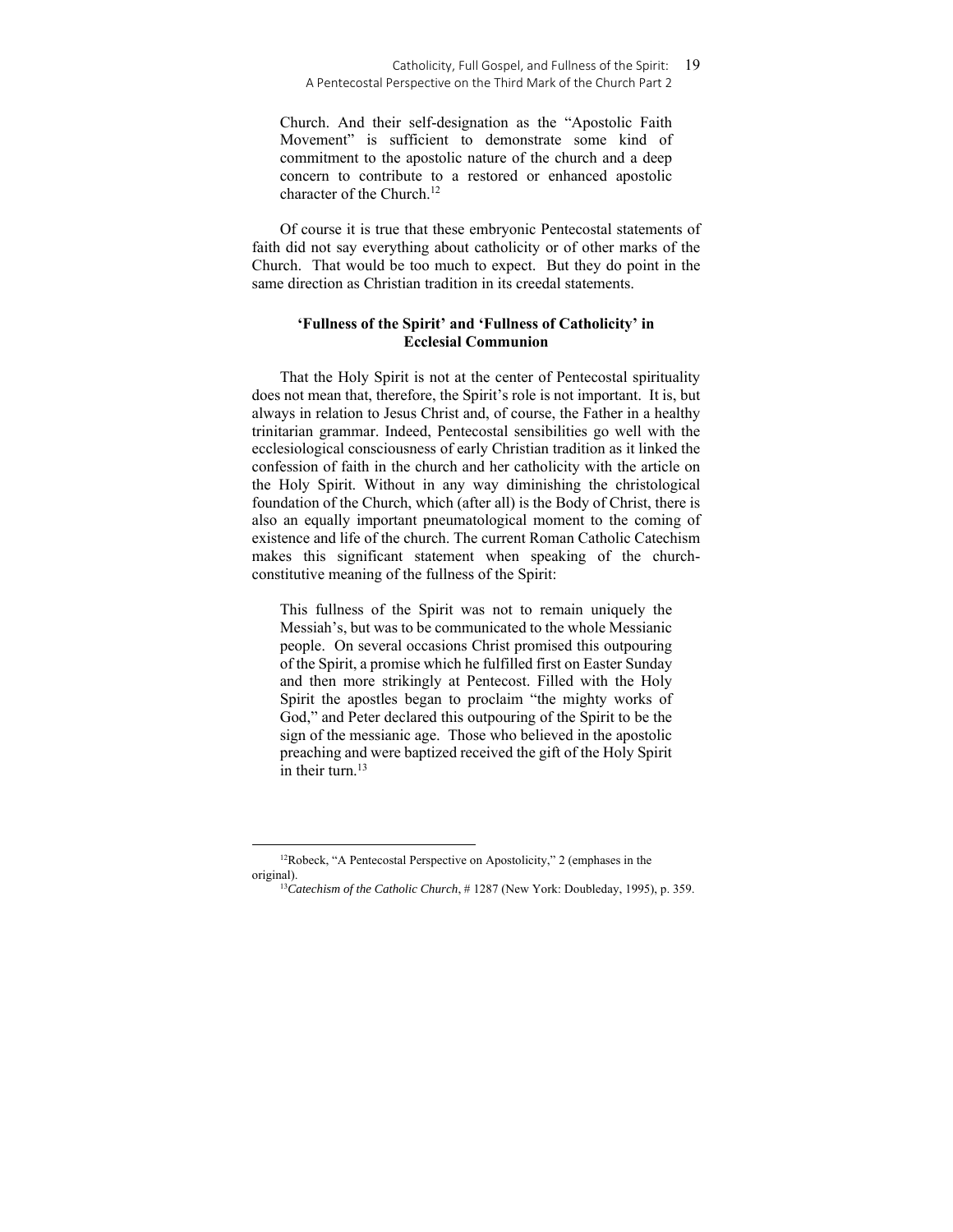> Church. And their self-designation as the "Apostolic Faith Movement" is sufficient to demonstrate some kind of commitment to the apostolic nature of the church and a deep concern to contribute to a restored or enhanced apostolic character of the Church.[12]

Of course it is true that these embryonic Pentecostal statements of faith did not say everything about catholicity or of other marks of the Church. That would be too much to expect. But they do point in the same direction as Christian tradition in its creedal statements.

### 'Fullness of the Spirit' and 'Fullness of Catholicity' in Ecclesial Communion

That the Holy Spirit is not at the center of Pentecostal spirituality does not mean that, therefore, the Spirit's role is not important. It is, but always in relation to Jesus Christ and, of course, the Father in a healthy trinitarian grammar. Indeed, Pentecostal sensibilities go well with the ecclesiological consciousness of early Christian tradition as it linked the confession of faith in the church and her catholicity with the article on the Holy Spirit. Without in any way diminishing the christological foundation of the Church, which (after all) is the Body of Christ, there is also an equally important pneumatological moment to the coming of existence and life of the church. The current Roman Catholic Catechism makes this significant statement when speaking of the church-constitutive meaning of the fullness of the Spirit:

> This fullness of the Spirit was not to remain uniquely the Messiah's, but was to be communicated to the whole Messianic people. On several occasions Christ promised this outpouring of the Spirit, a promise which he fulfilled first on Easter Sunday and then more strikingly at Pentecost. Filled with the Holy Spirit the apostles began to proclaim "the mighty works of God," and Peter declared this outpouring of the Spirit to be the sign of the messianic age. Those who believed in the apostolic preaching and were baptized received the gift of the Holy Spirit in their turn.[13]

---

[12] Robeck, "A Pentecostal Perspective on Apostolicity," 2 (emphases in the original).

[13] *Catechism of the Catholic Church*, # 1287 (New York: Doubleday, 1995), p. 359.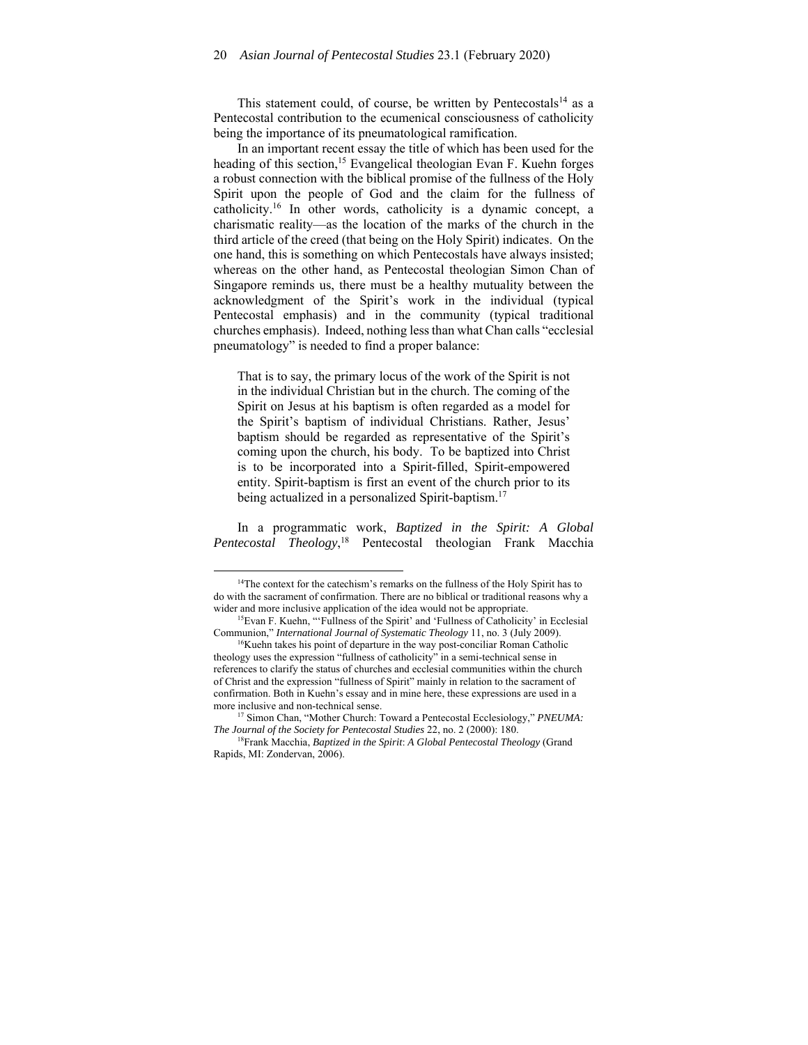This statement could, of course, be written by Pentecostals[14] as a Pentecostal contribution to the ecumenical consciousness of catholicity being the importance of its pneumatological ramification.

In an important recent essay the title of which has been used for the heading of this section,[15] Evangelical theologian Evan F. Kuehn forges a robust connection with the biblical promise of the fullness of the Holy Spirit upon the people of God and the claim for the fullness of catholicity.[16] In other words, catholicity is a dynamic concept, a charismatic reality—as the location of the marks of the church in the third article of the creed (that being on the Holy Spirit) indicates. On the one hand, this is something on which Pentecostals have always insisted; whereas on the other hand, as Pentecostal theologian Simon Chan of Singapore reminds us, there must be a healthy mutuality between the acknowledgment of the Spirit's work in the individual (typical Pentecostal emphasis) and in the community (typical traditional churches emphasis). Indeed, nothing less than what Chan calls "ecclesial pneumatology" is needed to find a proper balance:

> That is to say, the primary locus of the work of the Spirit is not in the individual Christian but in the church. The coming of the Spirit on Jesus at his baptism is often regarded as a model for the Spirit's baptism of individual Christians. Rather, Jesus' baptism should be regarded as representative of the Spirit's coming upon the church, his body. To be baptized into Christ is to be incorporated into a Spirit-filled, Spirit-empowered entity. Spirit-baptism is first an event of the church prior to its being actualized in a personalized Spirit-baptism.[17]

In a programmatic work, *Baptized in the Spirit: A Global Pentecostal Theology*,[18] Pentecostal theologian Frank Macchia

---

[14]The context for the catechism's remarks on the fullness of the Holy Spirit has to do with the sacrament of confirmation. There are no biblical or traditional reasons why a wider and more inclusive application of the idea would not be appropriate.

[15]Evan F. Kuehn, "'Fullness of the Spirit' and 'Fullness of Catholicity' in Ecclesial Communion," *International Journal of Systematic Theology* 11, no. 3 (July 2009).

[16]Kuehn takes his point of departure in the way post-conciliar Roman Catholic theology uses the expression "fullness of catholicity" in a semi-technical sense in references to clarify the status of churches and ecclesial communities within the church of Christ and the expression "fullness of Spirit" mainly in relation to the sacrament of confirmation. Both in Kuehn's essay and in mine here, these expressions are used in a more inclusive and non-technical sense.

[17] Simon Chan, "Mother Church: Toward a Pentecostal Ecclesiology," *PNEUMA: The Journal of the Society for Pentecostal Studies* 22, no. 2 (2000): 180.

[18]Frank Macchia, *Baptized in the Spirit*: *A Global Pentecostal Theology* (Grand Rapids, MI: Zondervan, 2006).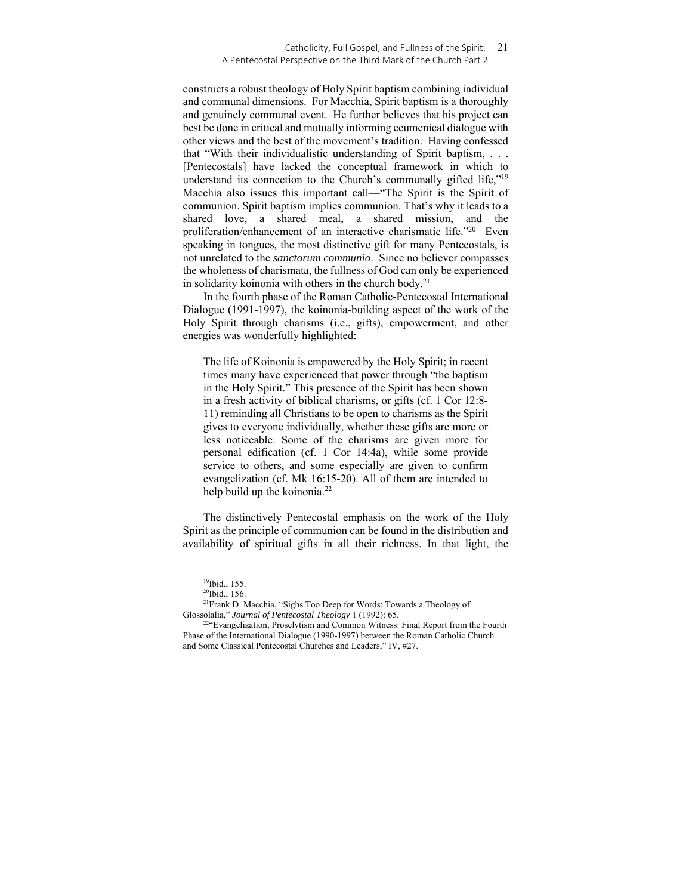constructs a robust theology of Holy Spirit baptism combining individual and communal dimensions. For Macchia, Spirit baptism is a thoroughly and genuinely communal event. He further believes that his project can best be done in critical and mutually informing ecumenical dialogue with other views and the best of the movement's tradition. Having confessed that "With their individualistic understanding of Spirit baptism, . . . [Pentecostals] have lacked the conceptual framework in which to understand its connection to the Church's communally gifted life,"[19] Macchia also issues this important call—"The Spirit is the Spirit of communion. Spirit baptism implies communion. That's why it leads to a shared love, a shared meal, a shared mission, and the proliferation/enhancement of an interactive charismatic life."[20] Even speaking in tongues, the most distinctive gift for many Pentecostals, is not unrelated to the *sanctorum communio*. Since no believer compasses the wholeness of charismata, the fullness of God can only be experienced in solidarity koinonia with others in the church body.[21]

In the fourth phase of the Roman Catholic-Pentecostal International Dialogue (1991-1997), the koinonia-building aspect of the work of the Holy Spirit through charisms (i.e., gifts), empowerment, and other energies was wonderfully highlighted:

> The life of Koinonia is empowered by the Holy Spirit; in recent times many have experienced that power through "the baptism in the Holy Spirit." This presence of the Spirit has been shown in a fresh activity of biblical charisms, or gifts (cf. 1 Cor 12:8-11) reminding all Christians to be open to charisms as the Spirit gives to everyone individually, whether these gifts are more or less noticeable. Some of the charisms are given more for personal edification (cf. 1 Cor 14:4a), while some provide service to others, and some especially are given to confirm evangelization (cf. Mk 16:15-20). All of them are intended to help build up the koinonia.[22]

The distinctively Pentecostal emphasis on the work of the Holy Spirit as the principle of communion can be found in the distribution and availability of spiritual gifts in all their richness. In that light, the

---

[19]Ibid., 155.

[20]Ibid., 156.

[21]Frank D. Macchia, "Sighs Too Deep for Words: Towards a Theology of Glossolalia," *Journal of Pentecostal Theology* 1 (1992): 65.

[22]"Evangelization, Proselytism and Common Witness: Final Report from the Fourth Phase of the International Dialogue (1990-1997) between the Roman Catholic Church and Some Classical Pentecostal Churches and Leaders," IV, #27.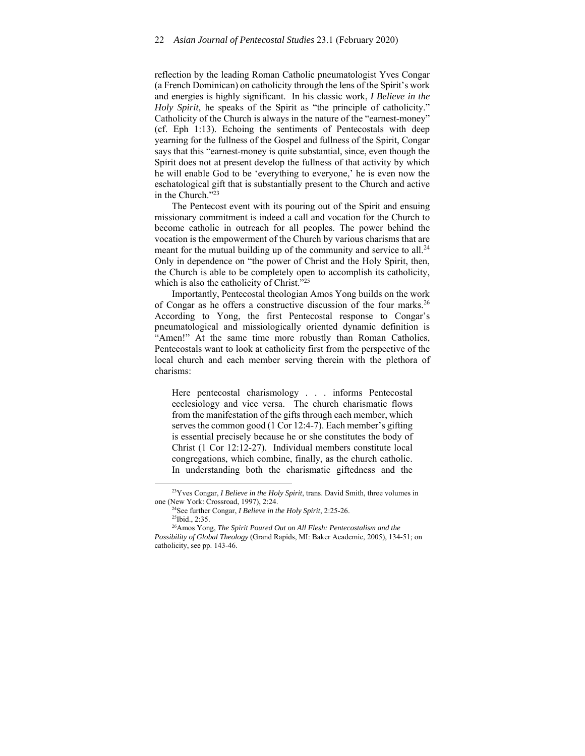reflection by the leading Roman Catholic pneumatologist Yves Congar (a French Dominican) on catholicity through the lens of the Spirit's work and energies is highly significant. In his classic work, *I Believe in the Holy Spirit*, he speaks of the Spirit as "the principle of catholicity." Catholicity of the Church is always in the nature of the "earnest-money" (cf. Eph 1:13). Echoing the sentiments of Pentecostals with deep yearning for the fullness of the Gospel and fullness of the Spirit, Congar says that this "earnest-money is quite substantial, since, even though the Spirit does not at present develop the fullness of that activity by which he will enable God to be 'everything to everyone,' he is even now the eschatological gift that is substantially present to the Church and active in the Church."[23]

The Pentecost event with its pouring out of the Spirit and ensuing missionary commitment is indeed a call and vocation for the Church to become catholic in outreach for all peoples. The power behind the vocation is the empowerment of the Church by various charisms that are meant for the mutual building up of the community and service to all.[24] Only in dependence on "the power of Christ and the Holy Spirit, then, the Church is able to be completely open to accomplish its catholicity, which is also the catholicity of Christ."[25]

Importantly, Pentecostal theologian Amos Yong builds on the work of Congar as he offers a constructive discussion of the four marks.[26] According to Yong, the first Pentecostal response to Congar's pneumatological and missiologically oriented dynamic definition is "Amen!" At the same time more robustly than Roman Catholics, Pentecostals want to look at catholicity first from the perspective of the local church and each member serving therein with the plethora of charisms:

> Here pentecostal charismology . . . informs Pentecostal ecclesiology and vice versa. The church charismatic flows from the manifestation of the gifts through each member, which serves the common good (1 Cor 12:4-7). Each member's gifting is essential precisely because he or she constitutes the body of Christ (1 Cor 12:12-27). Individual members constitute local congregations, which combine, finally, as the church catholic. In understanding both the charismatic giftedness and the

---

[23] Yves Congar, *I Believe in the Holy Spirit*, trans. David Smith, three volumes in one (New York: Crossroad, 1997), 2:24.

[24] See further Congar, *I Believe in the Holy Spirit*, 2:25-26.

[25] Ibid., 2:35.

[26] Amos Yong, *The Spirit Poured Out on All Flesh: Pentecostalism and the Possibility of Global Theology* (Grand Rapids, MI: Baker Academic, 2005), 134-51; on catholicity, see pp. 143-46.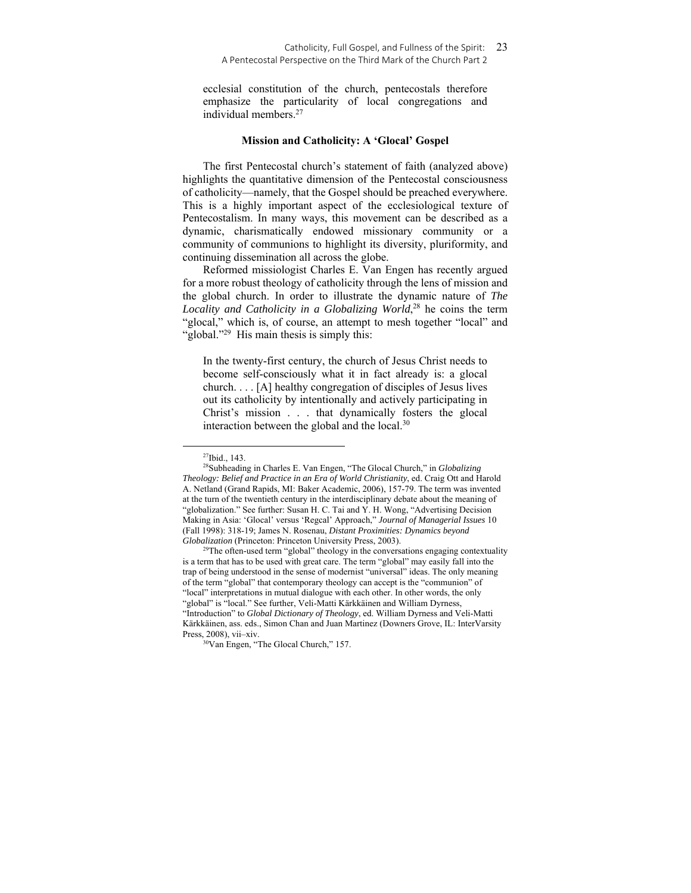ecclesial constitution of the church, pentecostals therefore emphasize the particularity of local congregations and individual members.[27]

## Mission and Catholicity: A 'Glocal' Gospel

The first Pentecostal church's statement of faith (analyzed above) highlights the quantitative dimension of the Pentecostal consciousness of catholicity—namely, that the Gospel should be preached everywhere. This is a highly important aspect of the ecclesiological texture of Pentecostalism. In many ways, this movement can be described as a dynamic, charismatically endowed missionary community or a community of communions to highlight its diversity, pluriformity, and continuing dissemination all across the globe.

Reformed missiologist Charles E. Van Engen has recently argued for a more robust theology of catholicity through the lens of mission and the global church. In order to illustrate the dynamic nature of *The Locality and Catholicity in a Globalizing World*,[28] he coins the term "glocal," which is, of course, an attempt to mesh together "local" and "global."[29] His main thesis is simply this:

> In the twenty-first century, the church of Jesus Christ needs to become self-consciously what it in fact already is: a glocal church. . . . [A] healthy congregation of disciples of Jesus lives out its catholicity by intentionally and actively participating in Christ's mission . . . that dynamically fosters the glocal interaction between the global and the local.[30]

---

[27]Ibid., 143.

[28]Subheading in Charles E. Van Engen, "The Glocal Church," in *Globalizing Theology: Belief and Practice in an Era of World Christianity*, ed. Craig Ott and Harold A. Netland (Grand Rapids, MI: Baker Academic, 2006), 157-79. The term was invented at the turn of the twentieth century in the interdisciplinary debate about the meaning of "globalization." See further: Susan H. C. Tai and Y. H. Wong, "Advertising Decision Making in Asia: 'Glocal' versus 'Regcal' Approach," *Journal of Managerial Issues* 10 (Fall 1998): 318-19; James N. Rosenau, *Distant Proximities: Dynamics beyond Globalization* (Princeton: Princeton University Press, 2003).

[29]The often-used term "global" theology in the conversations engaging contextuality is a term that has to be used with great care. The term "global" may easily fall into the trap of being understood in the sense of modernist "universal" ideas. The only meaning of the term "global" that contemporary theology can accept is the "communion" of "local" interpretations in mutual dialogue with each other. In other words, the only "global" is "local." See further, Veli-Matti Kärkkäinen and William Dyrness, "Introduction" to *Global Dictionary of Theology*, ed. William Dyrness and Veli-Matti Kärkkäinen, ass. eds., Simon Chan and Juan Martinez (Downers Grove, IL: InterVarsity Press, 2008), vii–xiv.

[30]Van Engen, "The Glocal Church," 157.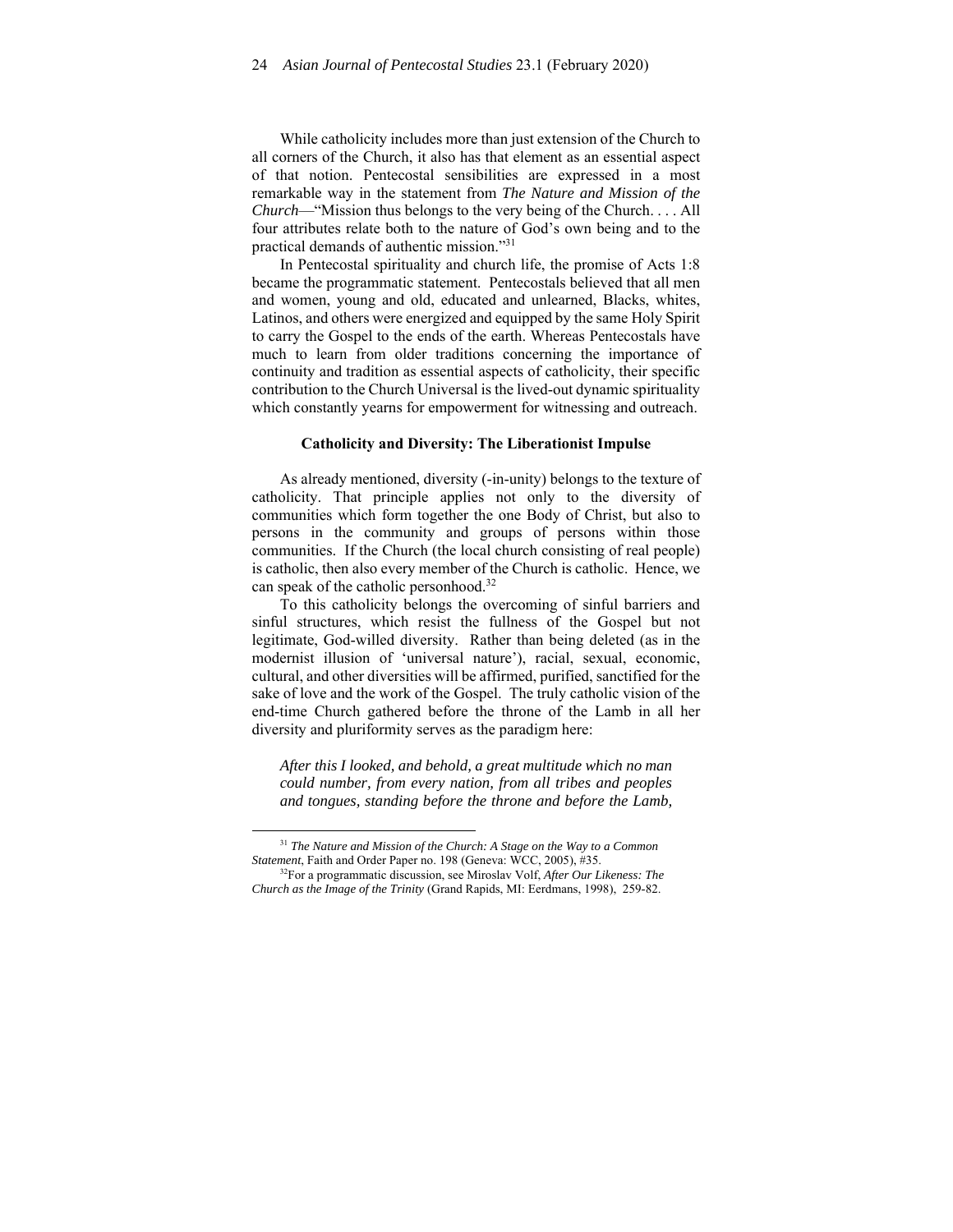While catholicity includes more than just extension of the Church to all corners of the Church, it also has that element as an essential aspect of that notion. Pentecostal sensibilities are expressed in a most remarkable way in the statement from *The Nature and Mission of the Church*—"Mission thus belongs to the very being of the Church. . . . All four attributes relate both to the nature of God's own being and to the practical demands of authentic mission."[31]

In Pentecostal spirituality and church life, the promise of Acts 1:8 became the programmatic statement. Pentecostals believed that all men and women, young and old, educated and unlearned, Blacks, whites, Latinos, and others were energized and equipped by the same Holy Spirit to carry the Gospel to the ends of the earth. Whereas Pentecostals have much to learn from older traditions concerning the importance of continuity and tradition as essential aspects of catholicity, their specific contribution to the Church Universal is the lived-out dynamic spirituality which constantly yearns for empowerment for witnessing and outreach.

### Catholicity and Diversity: The Liberationist Impulse

As already mentioned, diversity (-in-unity) belongs to the texture of catholicity. That principle applies not only to the diversity of communities which form together the one Body of Christ, but also to persons in the community and groups of persons within those communities. If the Church (the local church consisting of real people) is catholic, then also every member of the Church is catholic. Hence, we can speak of the catholic personhood.[32]

To this catholicity belongs the overcoming of sinful barriers and sinful structures, which resist the fullness of the Gospel but not legitimate, God-willed diversity. Rather than being deleted (as in the modernist illusion of 'universal nature'), racial, sexual, economic, cultural, and other diversities will be affirmed, purified, sanctified for the sake of love and the work of the Gospel. The truly catholic vision of the end-time Church gathered before the throne of the Lamb in all her diversity and pluriformity serves as the paradigm here:

> *After this I looked, and behold, a great multitude which no man could number, from every nation, from all tribes and peoples and tongues, standing before the throne and before the Lamb,*

---

[31] *The Nature and Mission of the Church: A Stage on the Way to a Common Statement*, Faith and Order Paper no. 198 (Geneva: WCC, 2005), #35.

[32] For a programmatic discussion, see Miroslav Volf, *After Our Likeness: The Church as the Image of the Trinity* (Grand Rapids, MI: Eerdmans, 1998), 259-82.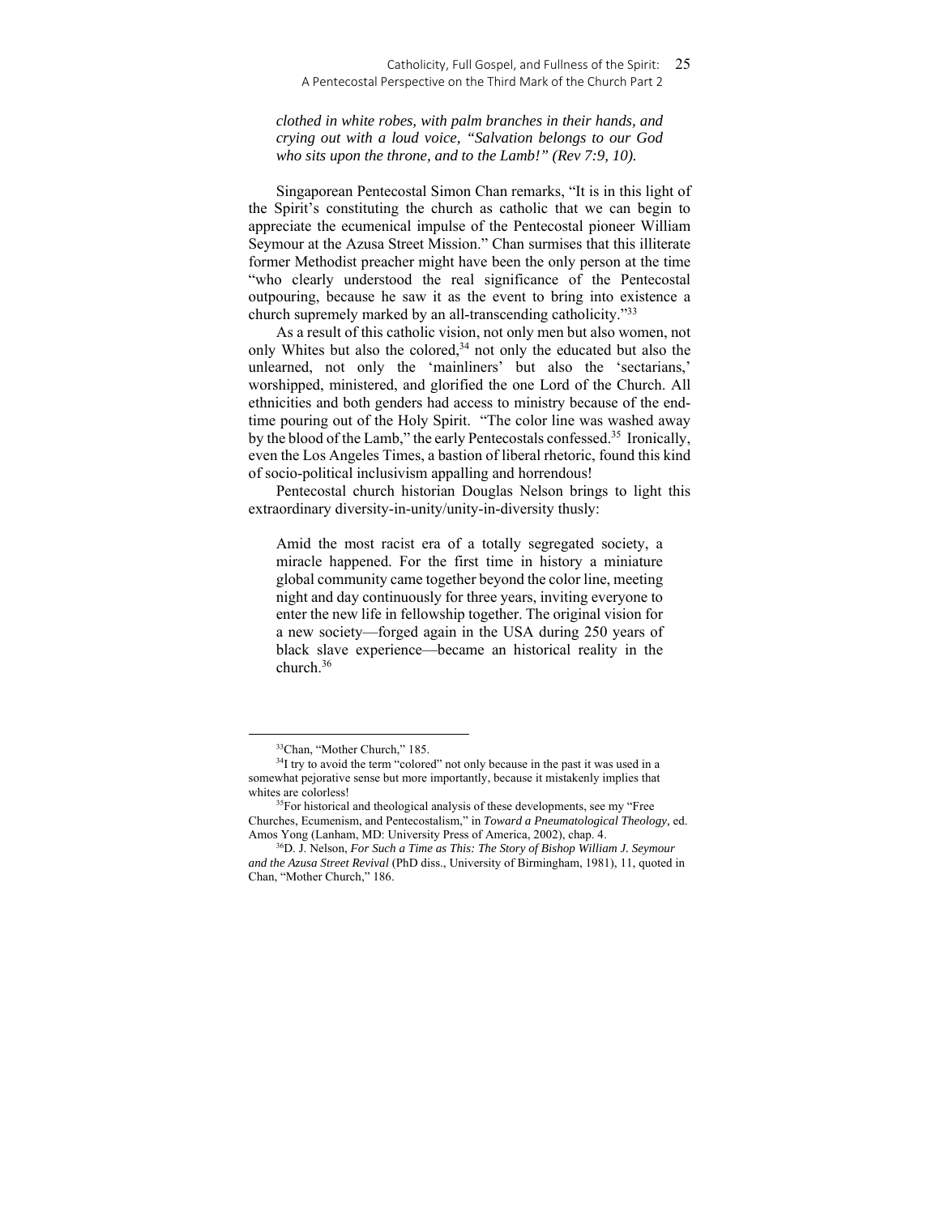*clothed in white robes, with palm branches in their hands, and crying out with a loud voice, "Salvation belongs to our God who sits upon the throne, and to the Lamb!" (Rev 7:9, 10).*

Singaporean Pentecostal Simon Chan remarks, "It is in this light of the Spirit's constituting the church as catholic that we can begin to appreciate the ecumenical impulse of the Pentecostal pioneer William Seymour at the Azusa Street Mission." Chan surmises that this illiterate former Methodist preacher might have been the only person at the time "who clearly understood the real significance of the Pentecostal outpouring, because he saw it as the event to bring into existence a church supremely marked by an all-transcending catholicity."[33]

As a result of this catholic vision, not only men but also women, not only Whites but also the colored,[34] not only the educated but also the unlearned, not only the 'mainliners' but also the 'sectarians,' worshipped, ministered, and glorified the one Lord of the Church. All ethnicities and both genders had access to ministry because of the end-time pouring out of the Holy Spirit. "The color line was washed away by the blood of the Lamb," the early Pentecostals confessed.[35] Ironically, even the Los Angeles Times, a bastion of liberal rhetoric, found this kind of socio-political inclusivism appalling and horrendous!

Pentecostal church historian Douglas Nelson brings to light this extraordinary diversity-in-unity/unity-in-diversity thusly:

> Amid the most racist era of a totally segregated society, a miracle happened. For the first time in history a miniature global community came together beyond the color line, meeting night and day continuously for three years, inviting everyone to enter the new life in fellowship together. The original vision for a new society—forged again in the USA during 250 years of black slave experience—became an historical reality in the church.[36]

---

[33] Chan, "Mother Church," 185.

[34] I try to avoid the term "colored" not only because in the past it was used in a somewhat pejorative sense but more importantly, because it mistakenly implies that whites are colorless!

[35] For historical and theological analysis of these developments, see my "Free Churches, Ecumenism, and Pentecostalism," in *Toward a Pneumatological Theology*, ed. Amos Yong (Lanham, MD: University Press of America, 2002), chap. 4.

[36] D. J. Nelson, *For Such a Time as This: The Story of Bishop William J. Seymour and the Azusa Street Revival* (PhD diss., University of Birmingham, 1981), 11, quoted in Chan, "Mother Church," 186.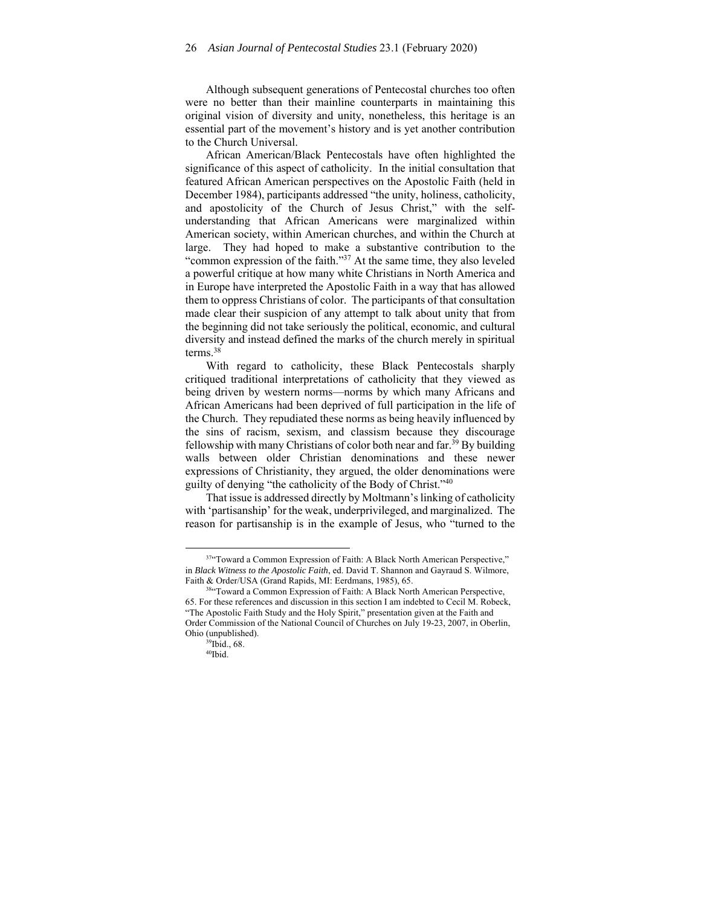Although subsequent generations of Pentecostal churches too often were no better than their mainline counterparts in maintaining this original vision of diversity and unity, nonetheless, this heritage is an essential part of the movement's history and is yet another contribution to the Church Universal.

African American/Black Pentecostals have often highlighted the significance of this aspect of catholicity. In the initial consultation that featured African American perspectives on the Apostolic Faith (held in December 1984), participants addressed "the unity, holiness, catholicity, and apostolicity of the Church of Jesus Christ," with the self-understanding that African Americans were marginalized within American society, within American churches, and within the Church at large. They had hoped to make a substantive contribution to the "common expression of the faith."[37] At the same time, they also leveled a powerful critique at how many white Christians in North America and in Europe have interpreted the Apostolic Faith in a way that has allowed them to oppress Christians of color. The participants of that consultation made clear their suspicion of any attempt to talk about unity that from the beginning did not take seriously the political, economic, and cultural diversity and instead defined the marks of the church merely in spiritual terms.[38]

With regard to catholicity, these Black Pentecostals sharply critiqued traditional interpretations of catholicity that they viewed as being driven by western norms—norms by which many Africans and African Americans had been deprived of full participation in the life of the Church. They repudiated these norms as being heavily influenced by the sins of racism, sexism, and classism because they discourage fellowship with many Christians of color both near and far.[39] By building walls between older Christian denominations and these newer expressions of Christianity, they argued, the older denominations were guilty of denying "the catholicity of the Body of Christ."[40]

That issue is addressed directly by Moltmann's linking of catholicity with 'partisanship' for the weak, underprivileged, and marginalized. The reason for partisanship is in the example of Jesus, who "turned to the

---

[37]"Toward a Common Expression of Faith: A Black North American Perspective," in *Black Witness to the Apostolic Faith*, ed. David T. Shannon and Gayraud S. Wilmore, Faith & Order/USA (Grand Rapids, MI: Eerdmans, 1985), 65.

[38]"Toward a Common Expression of Faith: A Black North American Perspective, 65. For these references and discussion in this section I am indebted to Cecil M. Robeck, "The Apostolic Faith Study and the Holy Spirit," presentation given at the Faith and Order Commission of the National Council of Churches on July 19-23, 2007, in Oberlin, Ohio (unpublished).

[39]Ibid., 68.

[40]Ibid.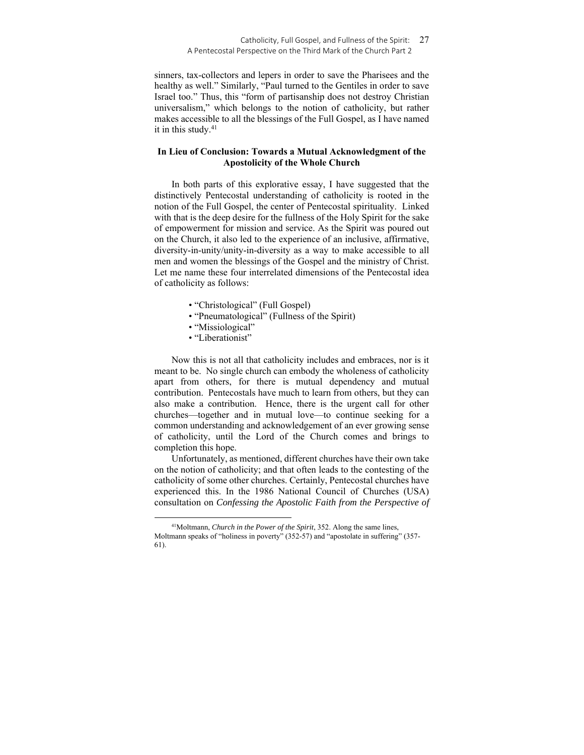sinners, tax-collectors and lepers in order to save the Pharisees and the healthy as well." Similarly, "Paul turned to the Gentiles in order to save Israel too." Thus, this "form of partisanship does not destroy Christian universalism," which belongs to the notion of catholicity, but rather makes accessible to all the blessings of the Full Gospel, as I have named it in this study.[41]

### In Lieu of Conclusion: Towards a Mutual Acknowledgment of the Apostolicity of the Whole Church

In both parts of this explorative essay, I have suggested that the distinctively Pentecostal understanding of catholicity is rooted in the notion of the Full Gospel, the center of Pentecostal spirituality. Linked with that is the deep desire for the fullness of the Holy Spirit for the sake of empowerment for mission and service. As the Spirit was poured out on the Church, it also led to the experience of an inclusive, affirmative, diversity-in-unity/unity-in-diversity as a way to make accessible to all men and women the blessings of the Gospel and the ministry of Christ. Let me name these four interrelated dimensions of the Pentecostal idea of catholicity as follows:

- "Christological" (Full Gospel)
- "Pneumatological" (Fullness of the Spirit)
- "Missiological"
- "Liberationist"

Now this is not all that catholicity includes and embraces, nor is it meant to be. No single church can embody the wholeness of catholicity apart from others, for there is mutual dependency and mutual contribution. Pentecostals have much to learn from others, but they can also make a contribution. Hence, there is the urgent call for other churches—together and in mutual love—to continue seeking for a common understanding and acknowledgement of an ever growing sense of catholicity, until the Lord of the Church comes and brings to completion this hope.

Unfortunately, as mentioned, different churches have their own take on the notion of catholicity; and that often leads to the contesting of the catholicity of some other churches. Certainly, Pentecostal churches have experienced this. In the 1986 National Council of Churches (USA) consultation on *Confessing the Apostolic Faith from the Perspective of*

---

[41]Moltmann, *Church in the Power of the Spirit*, 352. Along the same lines, Moltmann speaks of "holiness in poverty" (352-57) and "apostolate in suffering" (357-61).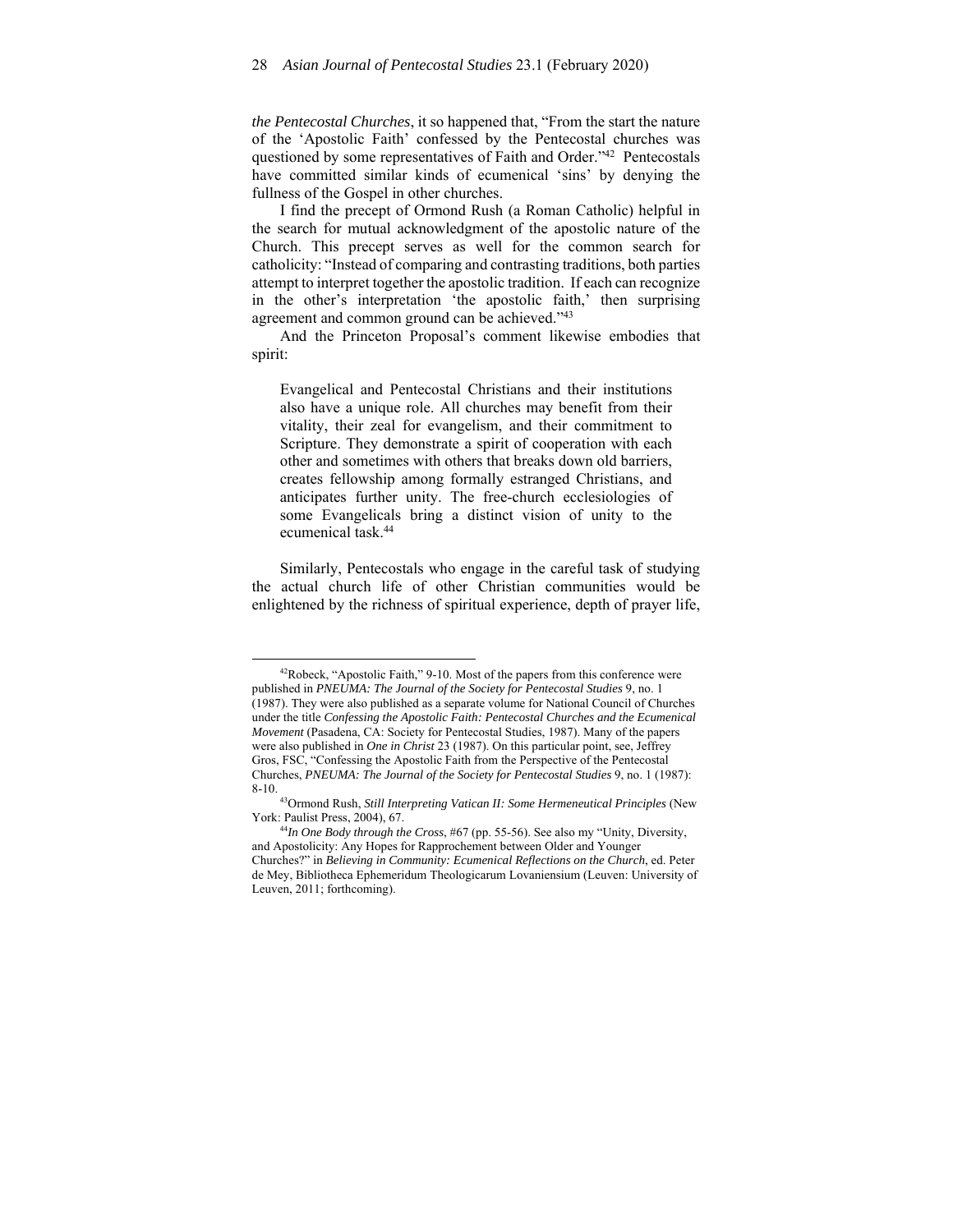*the Pentecostal Churches*, it so happened that, "From the start the nature of the 'Apostolic Faith' confessed by the Pentecostal churches was questioned by some representatives of Faith and Order."[42] Pentecostals have committed similar kinds of ecumenical 'sins' by denying the fullness of the Gospel in other churches.

I find the precept of Ormond Rush (a Roman Catholic) helpful in the search for mutual acknowledgment of the apostolic nature of the Church. This precept serves as well for the common search for catholicity: "Instead of comparing and contrasting traditions, both parties attempt to interpret together the apostolic tradition. If each can recognize in the other's interpretation 'the apostolic faith,' then surprising agreement and common ground can be achieved."[43]

And the Princeton Proposal's comment likewise embodies that spirit:

> Evangelical and Pentecostal Christians and their institutions also have a unique role. All churches may benefit from their vitality, their zeal for evangelism, and their commitment to Scripture. They demonstrate a spirit of cooperation with each other and sometimes with others that breaks down old barriers, creates fellowship among formally estranged Christians, and anticipates further unity. The free-church ecclesiologies of some Evangelicals bring a distinct vision of unity to the ecumenical task.[44]

Similarly, Pentecostals who engage in the careful task of studying the actual church life of other Christian communities would be enlightened by the richness of spiritual experience, depth of prayer life,

---

[42]Robeck, "Apostolic Faith," 9-10. Most of the papers from this conference were published in *PNEUMA: The Journal of the Society for Pentecostal Studies* 9, no. 1 (1987). They were also published as a separate volume for National Council of Churches under the title *Confessing the Apostolic Faith: Pentecostal Churches and the Ecumenical Movement* (Pasadena, CA: Society for Pentecostal Studies, 1987). Many of the papers were also published in *One in Christ* 23 (1987). On this particular point, see, Jeffrey Gros, FSC, "Confessing the Apostolic Faith from the Perspective of the Pentecostal Churches, *PNEUMA: The Journal of the Society for Pentecostal Studies* 9, no. 1 (1987): 8-10.

[43]Ormond Rush, *Still Interpreting Vatican II: Some Hermeneutical Principles* (New York: Paulist Press, 2004), 67.

[44]*In One Body through the Cross*, #67 (pp. 55-56). See also my "Unity, Diversity, and Apostolicity: Any Hopes for Rapprochement between Older and Younger Churches?" in *Believing in Community: Ecumenical Reflections on the Church*, ed. Peter de Mey, Bibliotheca Ephemeridum Theologicarum Lovaniensium (Leuven: University of Leuven, 2011; forthcoming).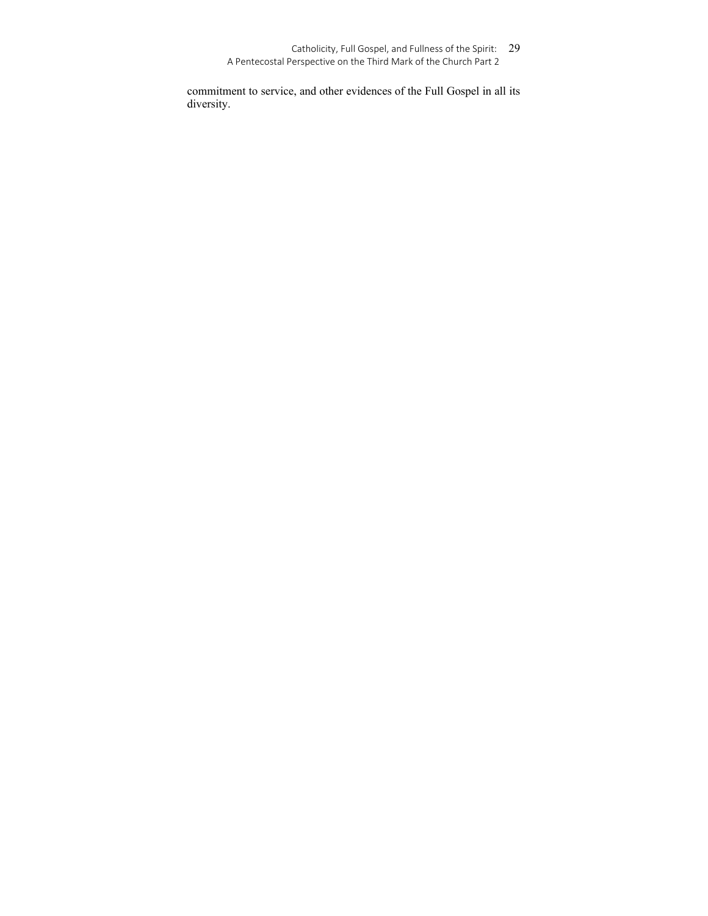commitment to service, and other evidences of the Full Gospel in all its diversity.